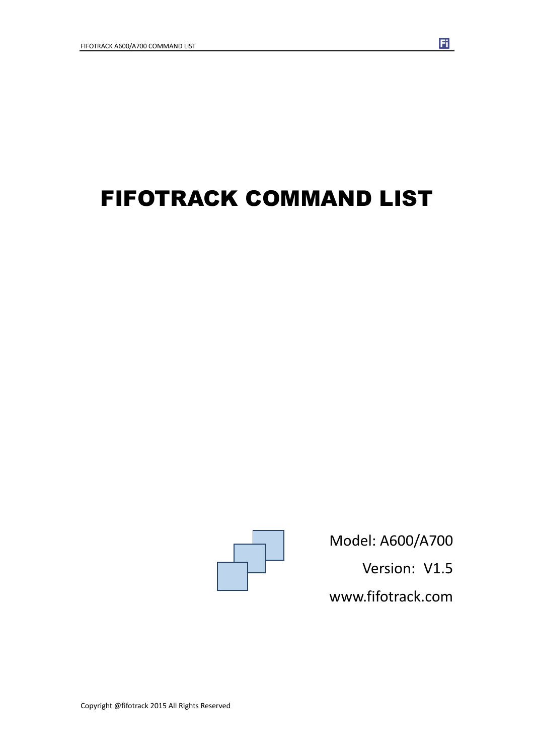# FIFOTRACK COMMAND LIST

Model: A600/A700

Version: V1.5

www.fifotrack.com

Copyright @fifotrack 2015 All Rights Reserved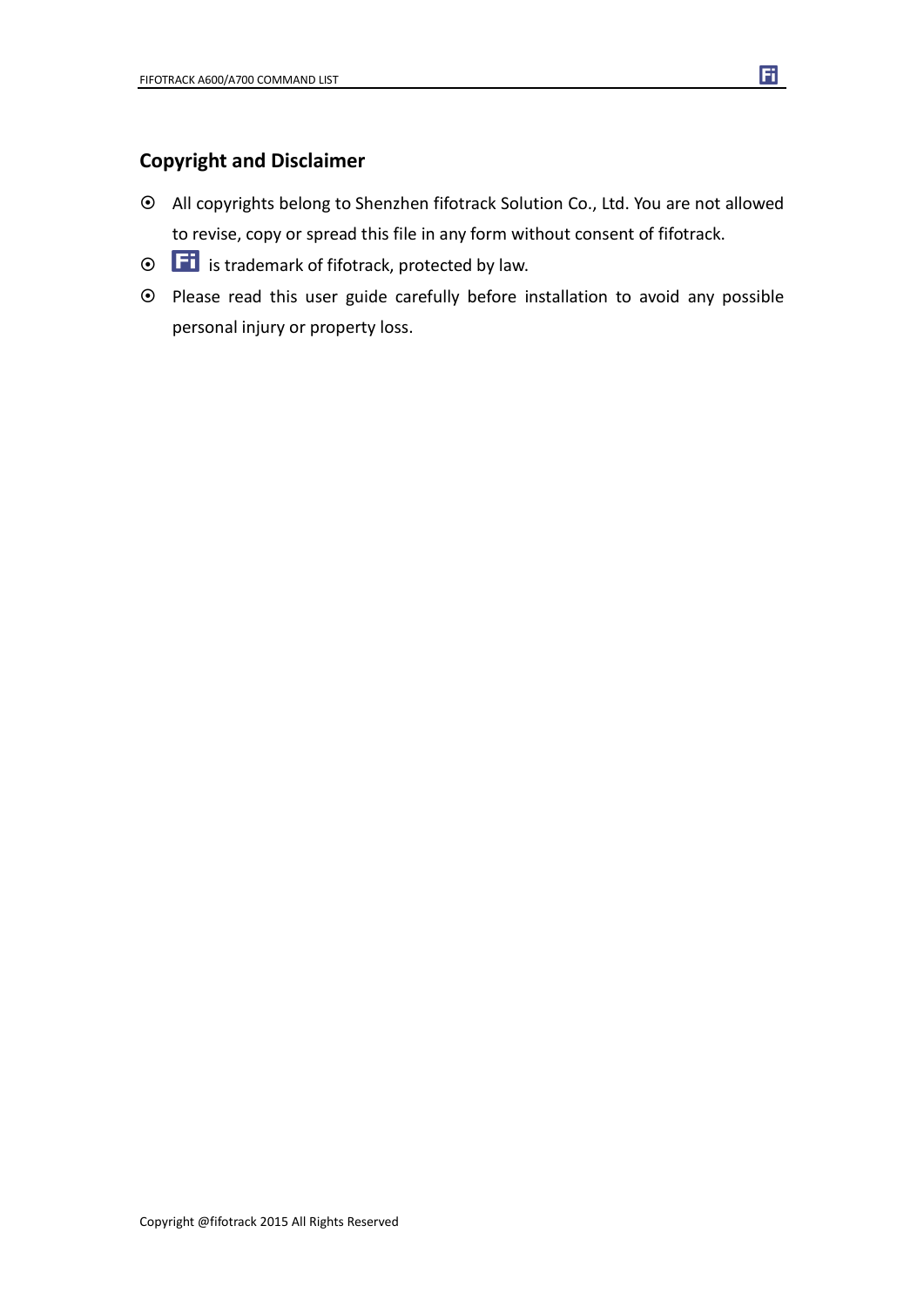## Copyright and Disclaimer

- All copyrights belong to Shenzhen fifotrack Solution Co., Ltd. You are not allowed to revise, copy or spread this file in any form without consent of fifotrack.
- Fi is trademark of fifotrack, protected by law.
- Please read this user guide carefully before installation to avoid any possible personal injury or property loss.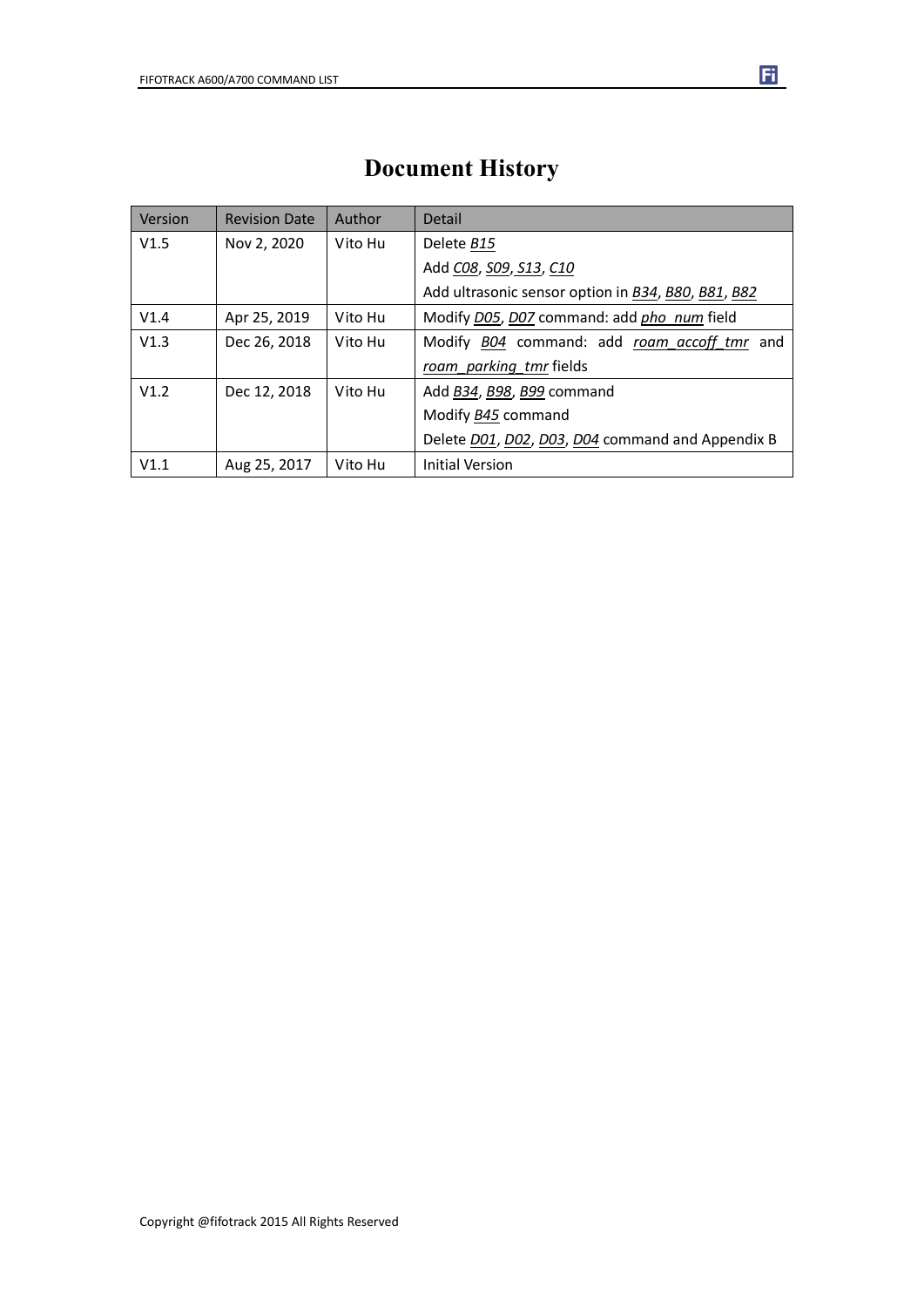# Document History

| Version | Revision Date | Author | Detail |
| --- | --- | --- | --- |
| V1.5 | Nov 2, 2020 | Vito Hu | Delete *B15*<br>Add *C08*, *S09*, *S13*, *C10*<br>Add ultrasonic sensor option in *B34*, *B80*, *B81*, *B82* |
| V1.4 | Apr 25, 2019 | Vito Hu | Modify *D05*, *D07* command: add *pho_num* field |
| V1.3 | Dec 26, 2018 | Vito Hu | Modify *B04* command: add *roam_accoff_tmr* and *roam_parking_tmr* fields |
| V1.2 | Dec 12, 2018 | Vito Hu | Add *B34*, *B98*, *B99* command<br>Modify *B45* command<br>Delete *D01*, *D02*, *D03*, *D04* command and Appendix B |
| V1.1 | Aug 25, 2017 | Vito Hu | Initial Version |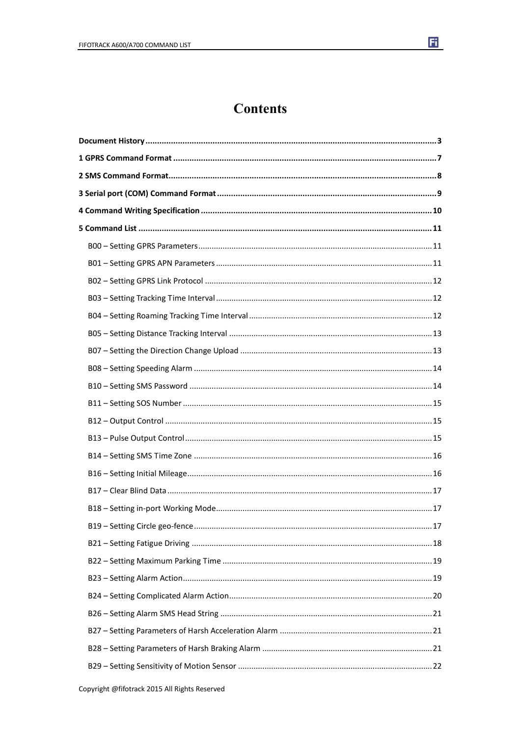# Contents

**Document History** ........................................................................................................ **3**

**1 GPRS Command Format** .............................................................................................. **7**

**2 SMS Command Format** ................................................................................................ **8**

**3 Serial port (COM) Command Format** .......................................................................... **9**

**4 Command Writing Specification** ................................................................................ **10**

**5 Command List** ............................................................................................................ **11**

- B00 – Setting GPRS Parameters ........................................................................ 11
- B01 – Setting GPRS APN Parameters ................................................................ 11
- B02 – Setting GPRS Link Protocol ..................................................................... 12
- B03 – Setting Tracking Time Interval ................................................................ 12
- B04 – Setting Roaming Tracking Time Interval ................................................. 12
- B05 – Setting Distance Tracking Interval .......................................................... 13
- B07 – Setting the Direction Change Upload ..................................................... 13
- B08 – Setting Speeding Alarm .......................................................................... 14
- B10 – Setting SMS Password ............................................................................ 14
- B11 – Setting SOS Number ............................................................................... 15
- B12 – Output Control ....................................................................................... 15
- B13 – Pulse Output Control .............................................................................. 15
- B14 – Setting SMS Time Zone .......................................................................... 16
- B16 – Setting Initial Mileage ............................................................................. 16
- B17 – Clear Blind Data ...................................................................................... 17
- B18 – Setting in-port Working Mode ................................................................ 17
- B19 – Setting Circle geo-fence .......................................................................... 17
- B21 – Setting Fatigue Driving ........................................................................... 18
- B22 – Setting Maximum Parking Time ............................................................. 19
- B23 – Setting Alarm Action ............................................................................... 19
- B24 – Setting Complicated Alarm Action .......................................................... 20
- B26 – Setting Alarm SMS Head String .............................................................. 21
- B27 – Setting Parameters of Harsh Acceleration Alarm .................................... 21
- B28 – Setting Parameters of Harsh Braking Alarm ............................................ 21
- B29 – Setting Sensitivity of Motion Sensor ...................................................... 22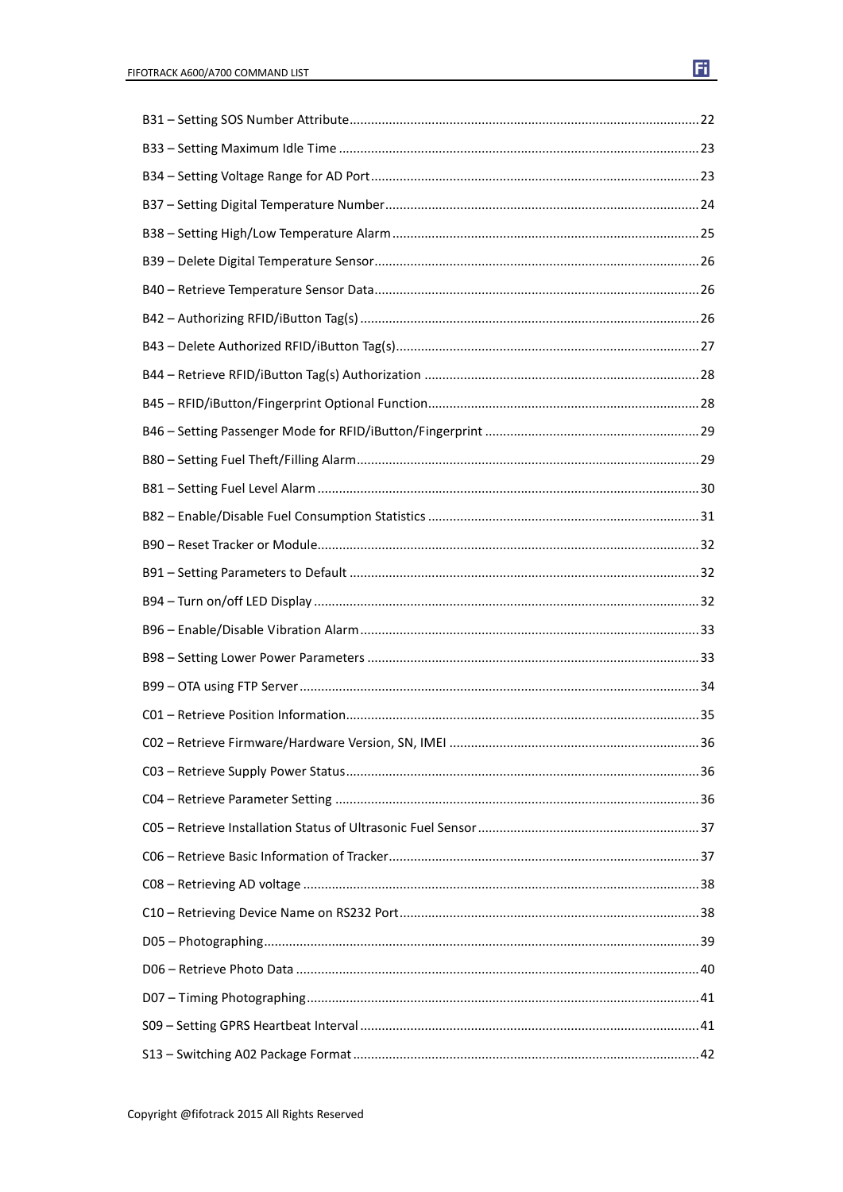B31 – Setting SOS Number Attribute ........................................................ 22

B33 – Setting Maximum Idle Time ........................................................ 23

B34 – Setting Voltage Range for AD Port ........................................................ 23

B37 – Setting Digital Temperature Number ........................................................ 24

B38 – Setting High/Low Temperature Alarm ........................................................ 25

B39 – Delete Digital Temperature Sensor ........................................................ 26

B40 – Retrieve Temperature Sensor Data ........................................................ 26

B42 – Authorizing RFID/iButton Tag(s) ........................................................ 26

B43 – Delete Authorized RFID/iButton Tag(s) ........................................................ 27

B44 – Retrieve RFID/iButton Tag(s) Authorization ........................................................ 28

B45 – RFID/iButton/Fingerprint Optional Function ........................................................ 28

B46 – Setting Passenger Mode for RFID/iButton/Fingerprint ........................................................ 29

B80 – Setting Fuel Theft/Filling Alarm ........................................................ 29

B81 – Setting Fuel Level Alarm ........................................................ 30

B82 – Enable/Disable Fuel Consumption Statistics ........................................................ 31

B90 – Reset Tracker or Module ........................................................ 32

B91 – Setting Parameters to Default ........................................................ 32

B94 – Turn on/off LED Display ........................................................ 32

B96 – Enable/Disable Vibration Alarm ........................................................ 33

B98 – Setting Lower Power Parameters ........................................................ 33

B99 – OTA using FTP Server ........................................................ 34

C01 – Retrieve Position Information ........................................................ 35

C02 – Retrieve Firmware/Hardware Version, SN, IMEI ........................................................ 36

C03 – Retrieve Supply Power Status ........................................................ 36

C04 – Retrieve Parameter Setting ........................................................ 36

C05 – Retrieve Installation Status of Ultrasonic Fuel Sensor ........................................................ 37

C06 – Retrieve Basic Information of Tracker ........................................................ 37

C08 – Retrieving AD voltage ........................................................ 38

C10 – Retrieving Device Name on RS232 Port ........................................................ 38

D05 – Photographing ........................................................ 39

D06 – Retrieve Photo Data ........................................................ 40

D07 – Timing Photographing ........................................................ 41

S09 – Setting GPRS Heartbeat Interval ........................................................ 41

S13 – Switching A02 Package Format ........................................................ 42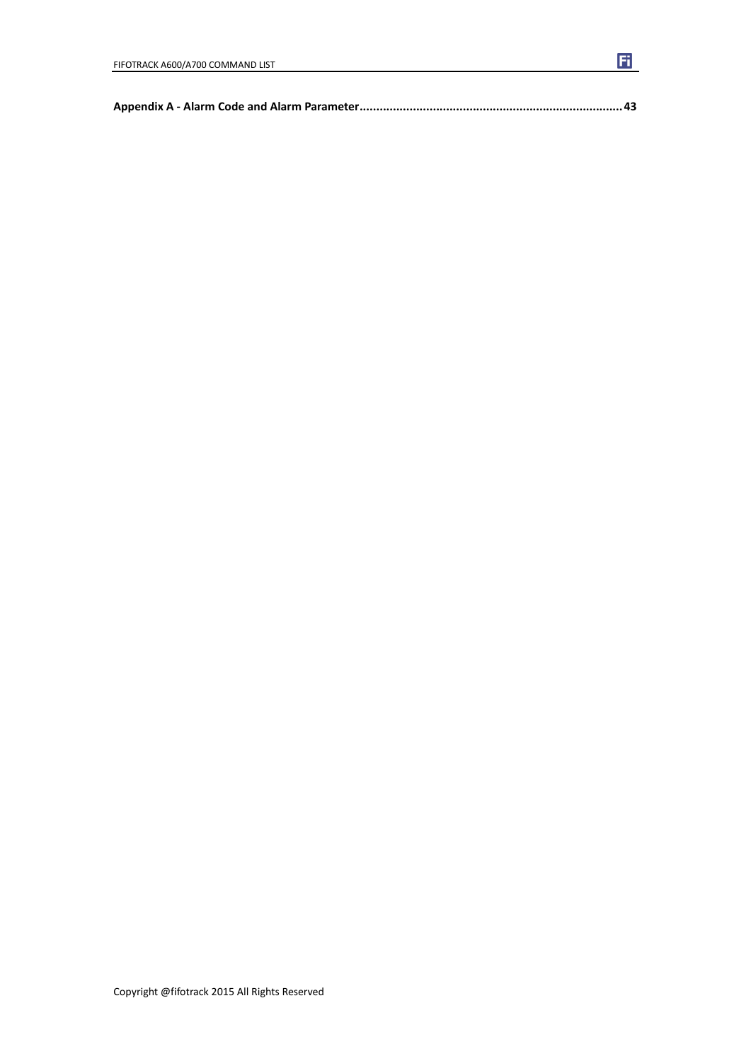**Appendix A - Alarm Code and Alarm Parameter....................................................................... 43**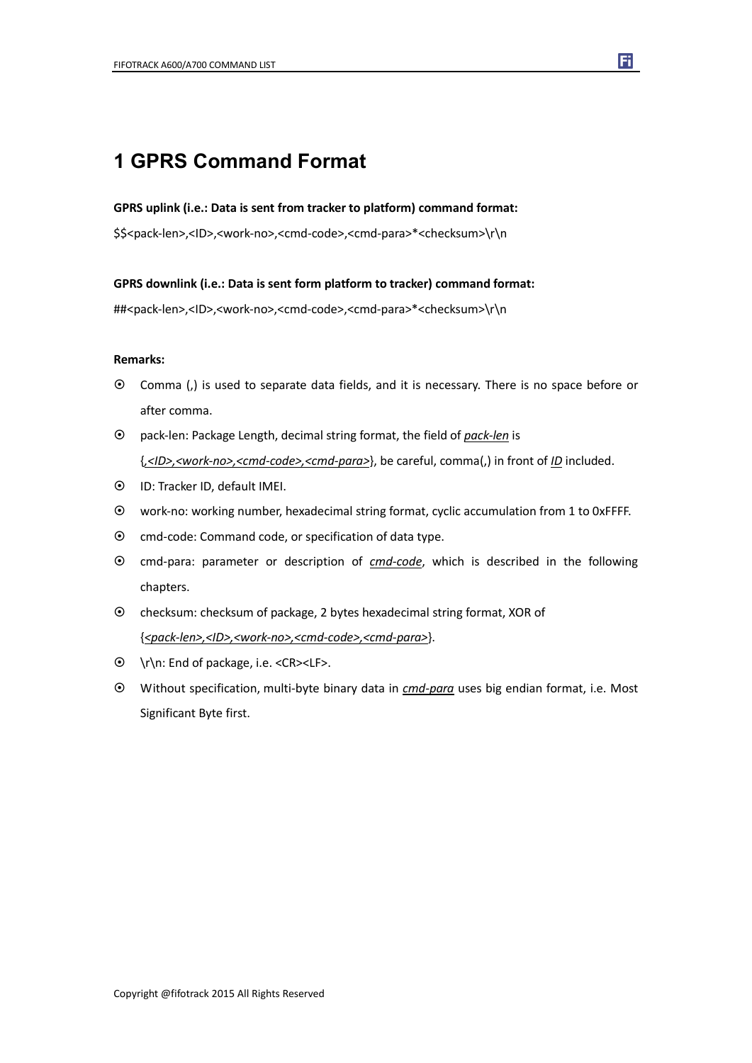# 1 GPRS Command Format

**GPRS uplink (i.e.: Data is sent from tracker to platform) command format:**

$$<pack-len>,<ID>,<work-no>,<cmd-code>,<cmd-para>*<checksum>\r\n

**GPRS downlink (i.e.: Data is sent form platform to tracker) command format:**

##<pack-len>,<ID>,<work-no>,<cmd-code>,<cmd-para>*<checksum>\r\n

**Remarks:**

- Comma (,) is used to separate data fields, and it is necessary. There is no space before or after comma.
- pack-len: Package Length, decimal string format, the field of *pack-len* is {*,<ID>,<work-no>,<cmd-code>,<cmd-para>*}, be careful, comma(,) in front of *ID* included.
- ID: Tracker ID, default IMEI.
- work-no: working number, hexadecimal string format, cyclic accumulation from 1 to 0xFFFF.
- cmd-code: Command code, or specification of data type.
- cmd-para: parameter or description of *cmd-code*, which is described in the following chapters.
- checksum: checksum of package, 2 bytes hexadecimal string format, XOR of {*<pack-len>,<ID>,<work-no>,<cmd-code>,<cmd-para>*}.
- \r\n: End of package, i.e. <CR><LF>.
- Without specification, multi-byte binary data in *cmd-para* uses big endian format, i.e. Most Significant Byte first.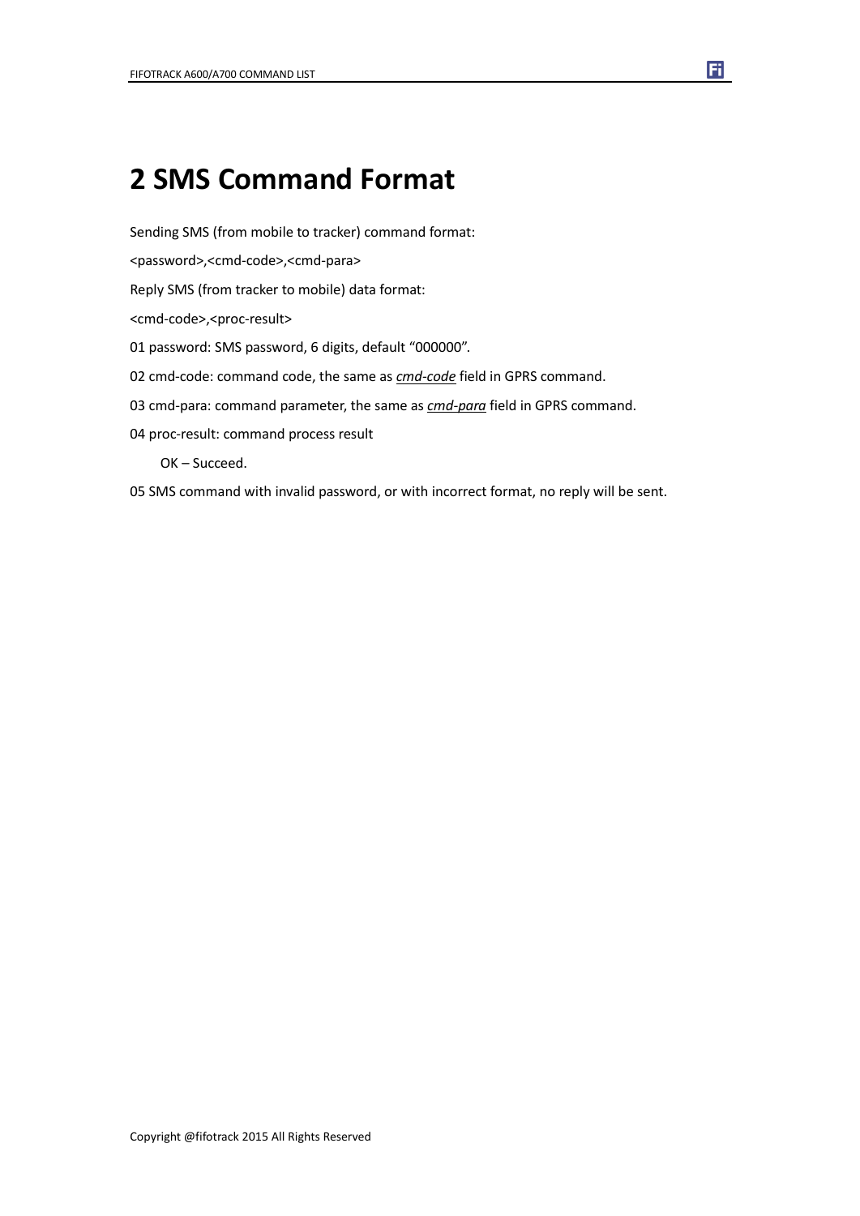# 2 SMS Command Format

Sending SMS (from mobile to tracker) command format:

<password>,<cmd-code>,<cmd-para>

Reply SMS (from tracker to mobile) data format:

<cmd-code>,<proc-result>

01 password: SMS password, 6 digits, default "000000".

02 cmd-code: command code, the same as ***cmd-code*** field in GPRS command.

03 cmd-para: command parameter, the same as ***cmd-para*** field in GPRS command.

04 proc-result: command process result

 OK – Succeed.

05 SMS command with invalid password, or with incorrect format, no reply will be sent.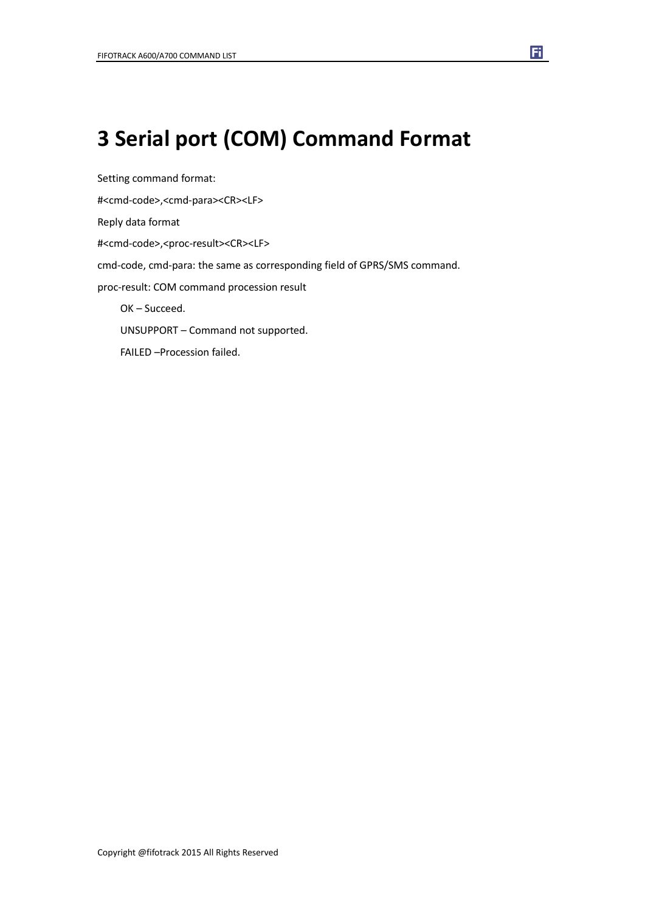# 3 Serial port (COM) Command Format

Setting command format:

#<cmd-code>,<cmd-para><CR><LF>

Reply data format

#<cmd-code>,<proc-result><CR><LF>

cmd-code, cmd-para: the same as corresponding field of GPRS/SMS command.

proc-result: COM command procession result

OK – Succeed.

UNSUPPORT – Command not supported.

FAILED –Procession failed.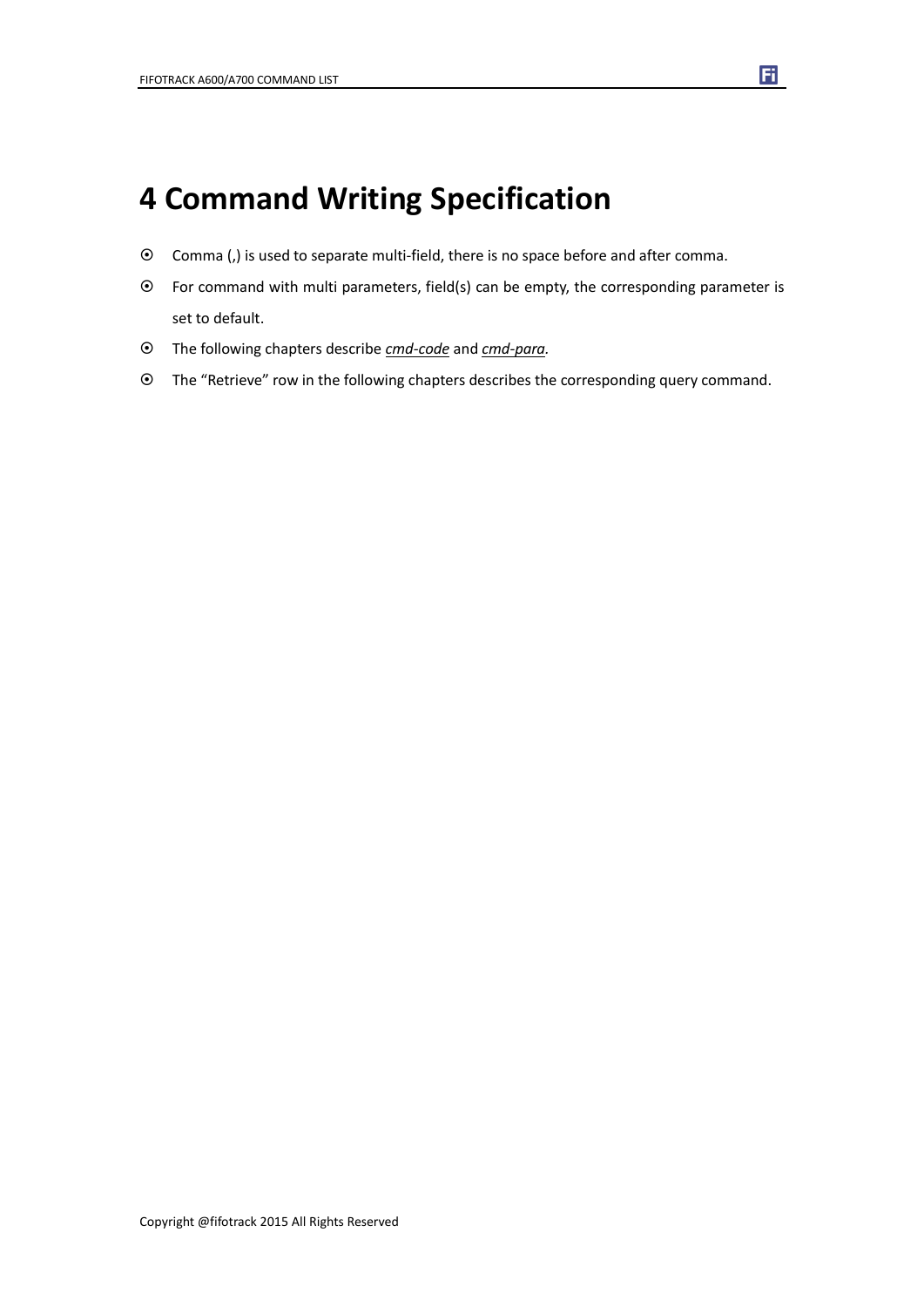# 4 Command Writing Specification

- Comma (,) is used to separate multi-field, there is no space before and after comma.
- For command with multi parameters, field(s) can be empty, the corresponding parameter is set to default.
- The following chapters describe ***cmd-code*** and ***cmd-para***.
- The "Retrieve" row in the following chapters describes the corresponding query command.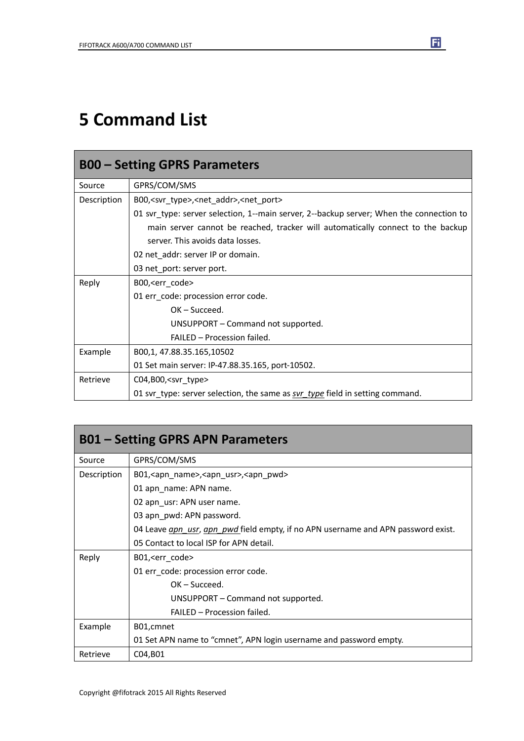# 5 Command List

| B00 – Setting GPRS Parameters | |
|---|---|
| Source | GPRS/COM/SMS |
| Description | B00,<svr_type>,<net_addr>,<net_port><br>01 svr_type: server selection, 1--main server, 2--backup server; When the connection to main server cannot be reached, tracker will automatically connect to the backup server. This avoids data losses.<br>02 net_addr: server IP or domain.<br>03 net_port: server port. |
| Reply | B00,<err_code><br>01 err_code: procession error code.<br>OK – Succeed.<br>UNSUPPORT – Command not supported.<br>FAILED – Procession failed. |
| Example | B00,1, 47.88.35.165,10502<br>01 Set main server: IP-47.88.35.165, port-10502. |
| Retrieve | C04,B00,<svr_type><br>01 svr_type: server selection, the same as *svr_type* field in setting command. |

| B01 – Setting GPRS APN Parameters | |
|---|---|
| Source | GPRS/COM/SMS |
| Description | B01,<apn_name>,<apn_usr>,<apn_pwd><br>01 apn_name: APN name.<br>02 apn_usr: APN user name.<br>03 apn_pwd: APN password.<br>04 Leave *apn_usr*, *apn_pwd* field empty, if no APN username and APN password exist.<br>05 Contact to local ISP for APN detail. |
| Reply | B01,<err_code><br>01 err_code: procession error code.<br>OK – Succeed.<br>UNSUPPORT – Command not supported.<br>FAILED – Procession failed. |
| Example | B01,cmnet<br>01 Set APN name to "cmnet", APN login username and password empty. |
| Retrieve | C04,B01 |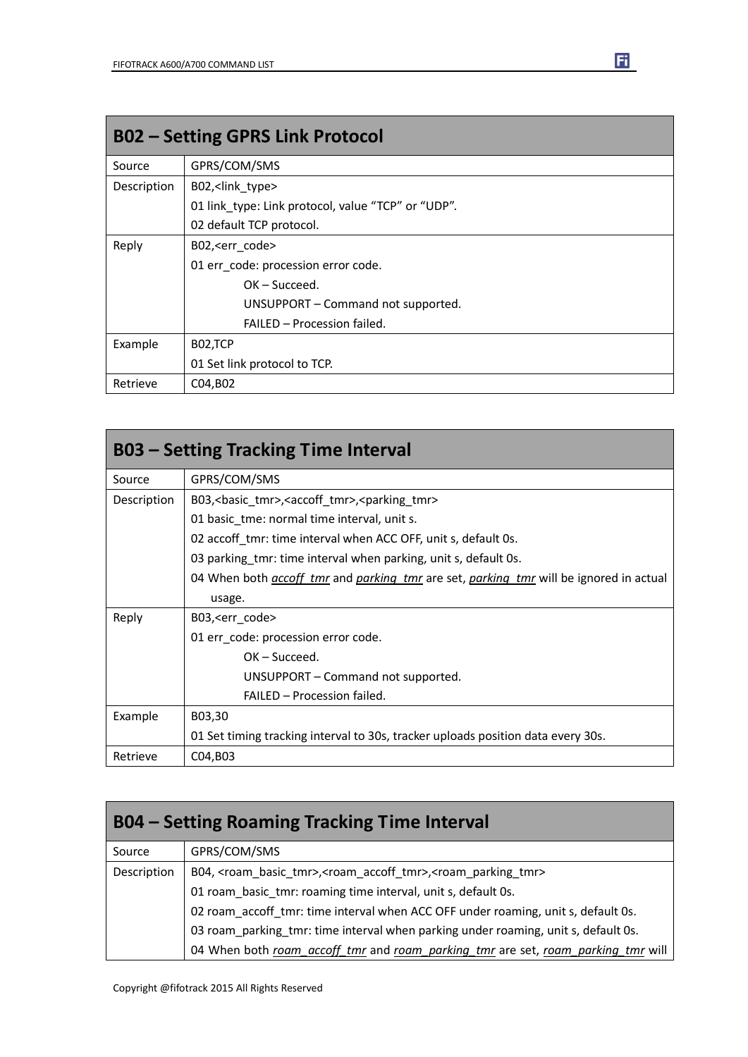## B02 – Setting GPRS Link Protocol

| | |
|---|---|
| Source | GPRS/COM/SMS |
| Description | B02,<link_type><br>01 link_type: Link protocol, value "TCP" or "UDP".<br>02 default TCP protocol. |
| Reply | B02,<err_code><br>01 err_code: procession error code.<br>OK – Succeed.<br>UNSUPPORT – Command not supported.<br>FAILED – Procession failed. |
| Example | B02,TCP<br>01 Set link protocol to TCP. |
| Retrieve | C04,B02 |

## B03 – Setting Tracking Time Interval

| | |
|---|---|
| Source | GPRS/COM/SMS |
| Description | B03,<basic_tmr>,<accoff_tmr>,<parking_tmr><br>01 basic_tme: normal time interval, unit s.<br>02 accoff_tmr: time interval when ACC OFF, unit s, default 0s.<br>03 parking_tmr: time interval when parking, unit s, default 0s.<br>04 When both *accoff_tmr* and *parking_tmr* are set, *parking_tmr* will be ignored in actual usage. |
| Reply | B03,<err_code><br>01 err_code: procession error code.<br>OK – Succeed.<br>UNSUPPORT – Command not supported.<br>FAILED – Procession failed. |
| Example | B03,30<br>01 Set timing tracking interval to 30s, tracker uploads position data every 30s. |
| Retrieve | C04,B03 |

## B04 – Setting Roaming Tracking Time Interval

| | |
|---|---|
| Source | GPRS/COM/SMS |
| Description | B04, <roam_basic_tmr>,<roam_accoff_tmr>,<roam_parking_tmr><br>01 roam_basic_tmr: roaming time interval, unit s, default 0s.<br>02 roam_accoff_tmr: time interval when ACC OFF under roaming, unit s, default 0s.<br>03 roam_parking_tmr: time interval when parking under roaming, unit s, default 0s.<br>04 When both *roam_accoff_tmr* and *roam_parking_tmr* are set, *roam_parking_tmr* will |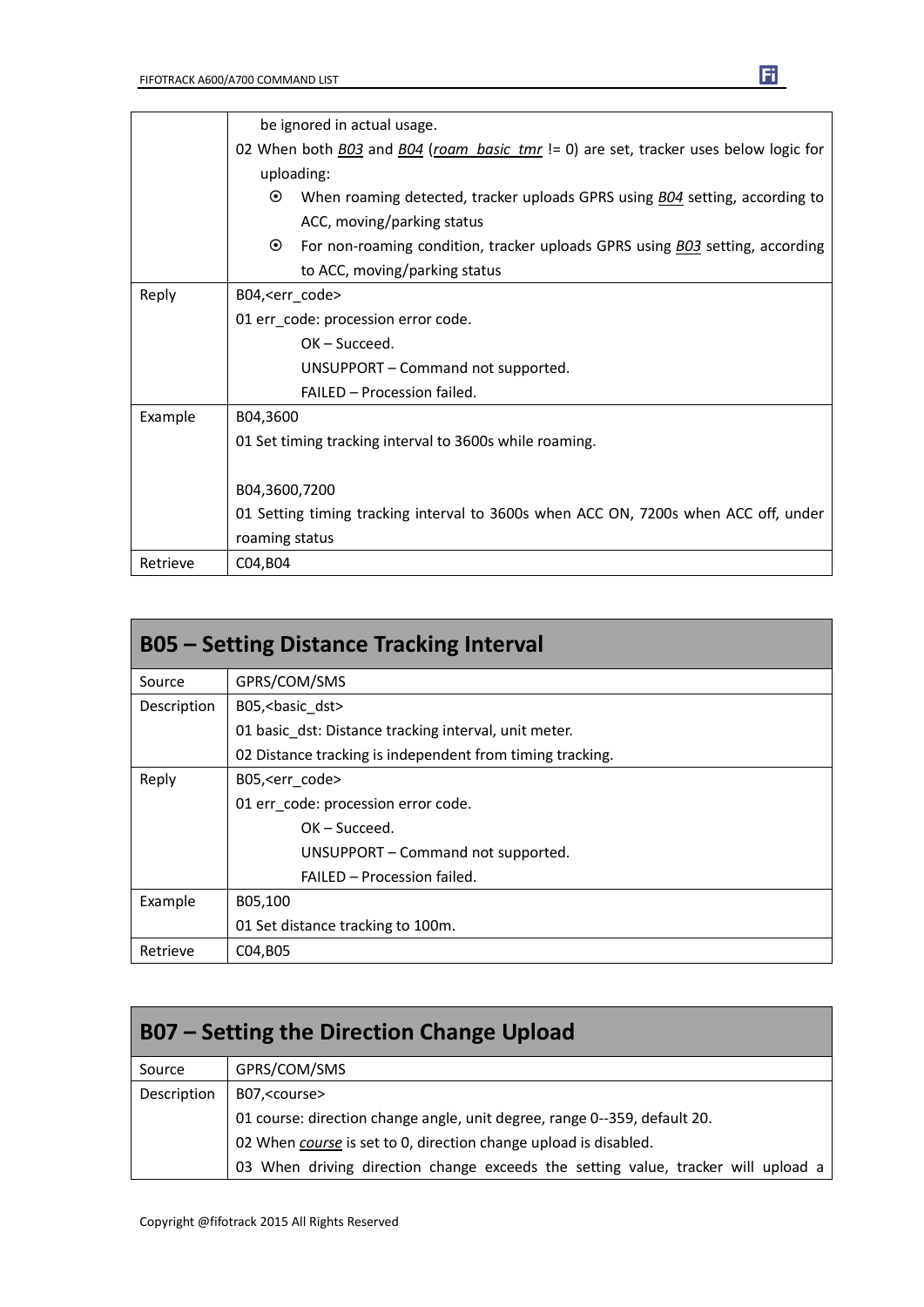| | |
|---|---|
| | be ignored in actual usage.<br>02 When both *B03* and *B04* (*roam_basic_tmr* != 0) are set, tracker uses below logic for uploading:<br>⦿ When roaming detected, tracker uploads GPRS using *B04* setting, according to ACC, moving/parking status<br>⦿ For non-roaming condition, tracker uploads GPRS using *B03* setting, according to ACC, moving/parking status |
| Reply | B04,<err_code><br>01 err_code: procession error code.<br>OK – Succeed.<br>UNSUPPORT – Command not supported.<br>FAILED – Procession failed. |
| Example | B04,3600<br>01 Set timing tracking interval to 3600s while roaming.<br><br>B04,3600,7200<br>01 Setting timing tracking interval to 3600s when ACC ON, 7200s when ACC off, under roaming status |
| Retrieve | C04,B04 |

## B05 – Setting Distance Tracking Interval

| | |
|---|---|
| Source | GPRS/COM/SMS |
| Description | B05,<basic_dst><br>01 basic_dst: Distance tracking interval, unit meter.<br>02 Distance tracking is independent from timing tracking. |
| Reply | B05,<err_code><br>01 err_code: procession error code.<br>OK – Succeed.<br>UNSUPPORT – Command not supported.<br>FAILED – Procession failed. |
| Example | B05,100<br>01 Set distance tracking to 100m. |
| Retrieve | C04,B05 |

## B07 – Setting the Direction Change Upload

| | |
|---|---|
| Source | GPRS/COM/SMS |
| Description | B07,<course><br>01 course: direction change angle, unit degree, range 0--359, default 20.<br>02 When *course* is set to 0, direction change upload is disabled.<br>03 When driving direction change exceeds the setting value, tracker will upload a |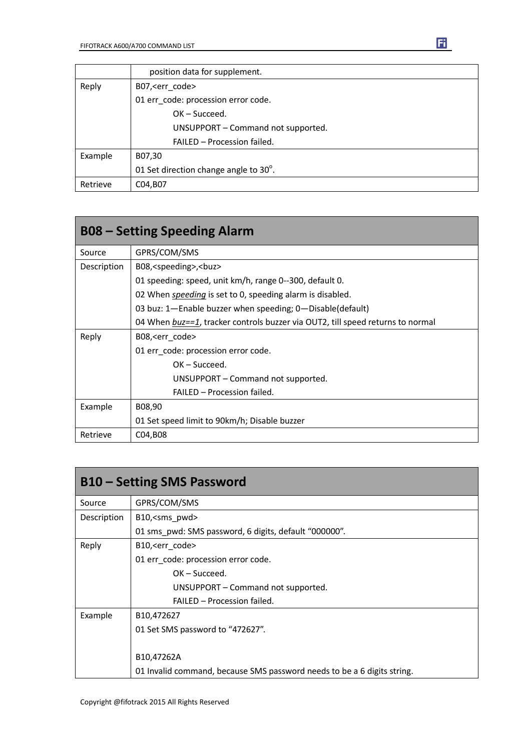| | |
|---|---|
| | position data for supplement. |
| Reply | B07,<err_code><br>01 err_code: procession error code.<br>OK – Succeed.<br>UNSUPPORT – Command not supported.<br>FAILED – Procession failed. |
| Example | B07,30<br>01 Set direction change angle to 30°. |
| Retrieve | C04,B07 |

## B08 – Setting Speeding Alarm

| | |
|---|---|
| Source | GPRS/COM/SMS |
| Description | B08,<speeding>,<buz><br>01 speeding: speed, unit km/h, range 0--300, default 0.<br>02 When *speeding* is set to 0, speeding alarm is disabled.<br>03 buz: 1—Enable buzzer when speeding; 0—Disable(default)<br>04 When *buz==1*, tracker controls buzzer via OUT2, till speed returns to normal |
| Reply | B08,<err_code><br>01 err_code: procession error code.<br>OK – Succeed.<br>UNSUPPORT – Command not supported.<br>FAILED – Procession failed. |
| Example | B08,90<br>01 Set speed limit to 90km/h; Disable buzzer |
| Retrieve | C04,B08 |

## B10 – Setting SMS Password

| | |
|---|---|
| Source | GPRS/COM/SMS |
| Description | B10,<sms_pwd><br>01 sms_pwd: SMS password, 6 digits, default "000000". |
| Reply | B10,<err_code><br>01 err_code: procession error code.<br>OK – Succeed.<br>UNSUPPORT – Command not supported.<br>FAILED – Procession failed. |
| Example | B10,472627<br>01 Set SMS password to "472627".<br><br>B10,47262A<br>01 Invalid command, because SMS password needs to be a 6 digits string. |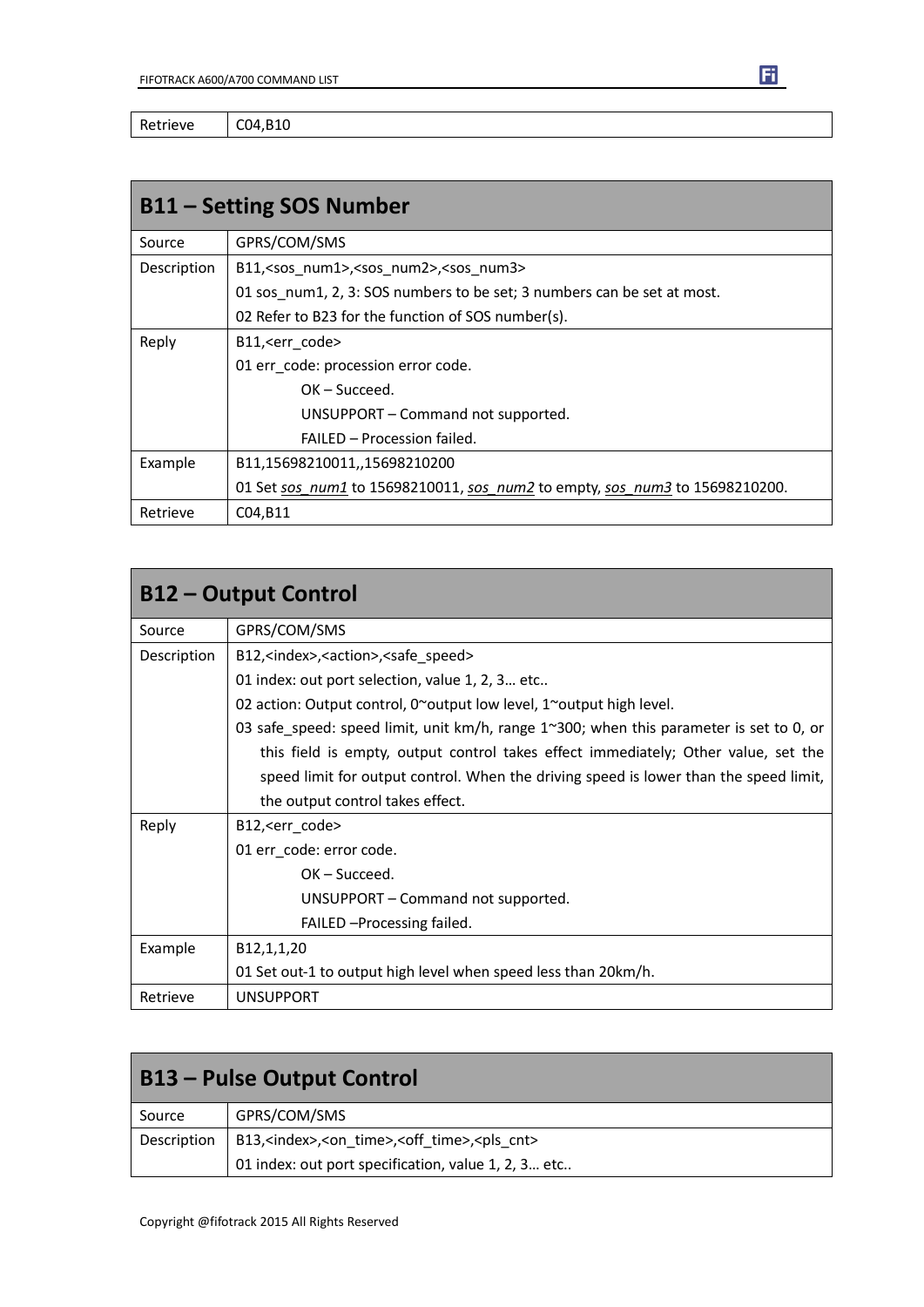| Retrieve | C04,B10 |
|---|---|

| B11 – Setting SOS Number | |
|---|---|
| Source | GPRS/COM/SMS |
| Description | B11,<sos_num1>,<sos_num2>,<sos_num3><br>01 sos_num1, 2, 3: SOS numbers to be set; 3 numbers can be set at most.<br>02 Refer to B23 for the function of SOS number(s). |
| Reply | B11,<err_code><br>01 err_code: procession error code.<br>OK – Succeed.<br>UNSUPPORT – Command not supported.<br>FAILED – Procession failed. |
| Example | B11,15698210011,,15698210200<br>01 Set *sos_num1* to 15698210011, *sos_num2* to empty, *sos_num3* to 15698210200. |
| Retrieve | C04,B11 |

| B12 – Output Control | |
|---|---|
| Source | GPRS/COM/SMS |
| Description | B12,<index>,<action>,<safe_speed><br>01 index: out port selection, value 1, 2, 3… etc..<br>02 action: Output control, 0~output low level, 1~output high level.<br>03 safe_speed: speed limit, unit km/h, range 1~300; when this parameter is set to 0, or this field is empty, output control takes effect immediately; Other value, set the speed limit for output control. When the driving speed is lower than the speed limit, the output control takes effect. |
| Reply | B12,<err_code><br>01 err_code: error code.<br>OK – Succeed.<br>UNSUPPORT – Command not supported.<br>FAILED –Processing failed. |
| Example | B12,1,1,20<br>01 Set out-1 to output high level when speed less than 20km/h. |
| Retrieve | UNSUPPORT |

| B13 – Pulse Output Control | |
|---|---|
| Source | GPRS/COM/SMS |
| Description | B13,<index>,<on_time>,<off_time>,<pls_cnt><br>01 index: out port specification, value 1, 2, 3… etc.. |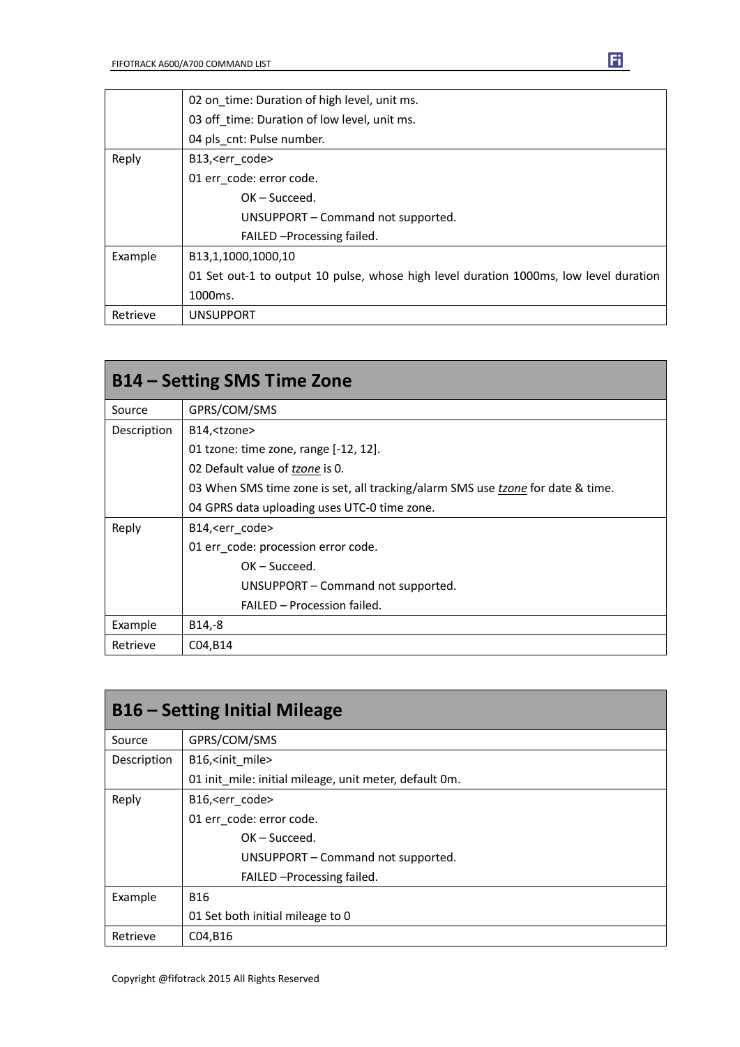| | |
|---|---|
| | 02 on_time: Duration of high level, unit ms.<br>03 off_time: Duration of low level, unit ms.<br>04 pls_cnt: Pulse number. |
| Reply | B13,<err_code><br>01 err_code: error code.<br>OK – Succeed.<br>UNSUPPORT – Command not supported.<br>FAILED –Processing failed. |
| Example | B13,1,1000,1000,10<br>01 Set out-1 to output 10 pulse, whose high level duration 1000ms, low level duration 1000ms. |
| Retrieve | UNSUPPORT |

## B14 – Setting SMS Time Zone

| | |
|---|---|
| Source | GPRS/COM/SMS |
| Description | B14,<tzone><br>01 tzone: time zone, range [-12, 12].<br>02 Default value of *tzone* is 0.<br>03 When SMS time zone is set, all tracking/alarm SMS use *tzone* for date & time.<br>04 GPRS data uploading uses UTC-0 time zone. |
| Reply | B14,<err_code><br>01 err_code: procession error code.<br>OK – Succeed.<br>UNSUPPORT – Command not supported.<br>FAILED – Procession failed. |
| Example | B14,-8 |
| Retrieve | C04,B14 |

## B16 – Setting Initial Mileage

| | |
|---|---|
| Source | GPRS/COM/SMS |
| Description | B16,<init_mile><br>01 init_mile: initial mileage, unit meter, default 0m. |
| Reply | B16,<err_code><br>01 err_code: error code.<br>OK – Succeed.<br>UNSUPPORT – Command not supported.<br>FAILED –Processing failed. |
| Example | B16<br>01 Set both initial mileage to 0 |
| Retrieve | C04,B16 |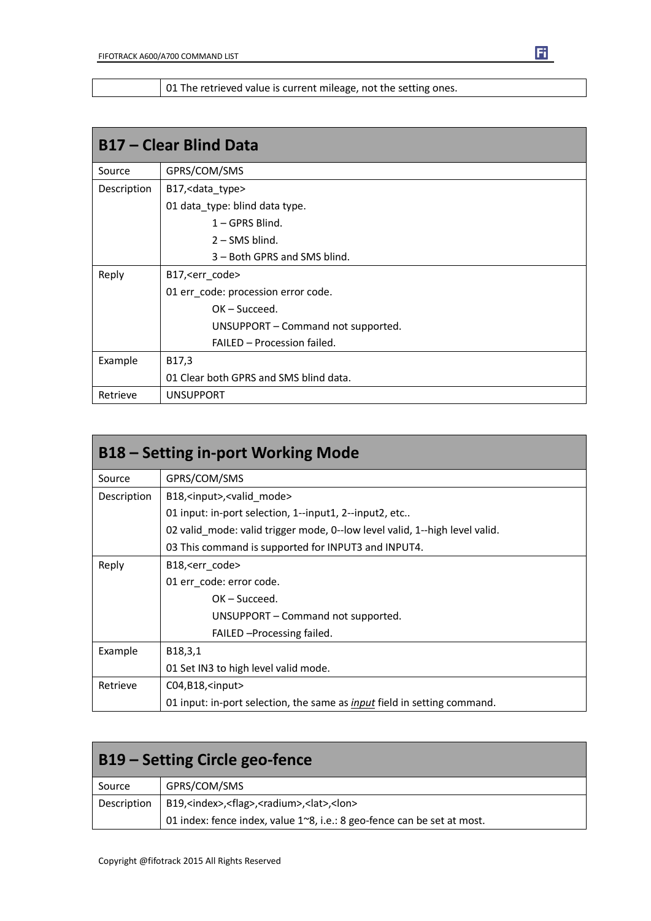| | |
|---|---|
| | 01 The retrieved value is current mileage, not the setting ones. |

## B17 – Clear Blind Data

| | |
|---|---|
| Source | GPRS/COM/SMS |
| Description | B17,<data_type><br>01 data_type: blind data type.<br>1 – GPRS Blind.<br>2 – SMS blind.<br>3 – Both GPRS and SMS blind. |
| Reply | B17,<err_code><br>01 err_code: procession error code.<br>OK – Succeed.<br>UNSUPPORT – Command not supported.<br>FAILED – Procession failed. |
| Example | B17,3<br>01 Clear both GPRS and SMS blind data. |
| Retrieve | UNSUPPORT |

## B18 – Setting in-port Working Mode

| | |
|---|---|
| Source | GPRS/COM/SMS |
| Description | B18,<input>,<valid_mode><br>01 input: in-port selection, 1--input1, 2--input2, etc..<br>02 valid_mode: valid trigger mode, 0--low level valid, 1--high level valid.<br>03 This command is supported for INPUT3 and INPUT4. |
| Reply | B18,<err_code><br>01 err_code: error code.<br>OK – Succeed.<br>UNSUPPORT – Command not supported.<br>FAILED –Processing failed. |
| Example | B18,3,1<br>01 Set IN3 to high level valid mode. |
| Retrieve | C04,B18,<input><br>01 input: in-port selection, the same as *input* field in setting command. |

## B19 – Setting Circle geo-fence

| | |
|---|---|
| Source | GPRS/COM/SMS |
| Description | B19,<index>,<flag>,<radium>,<lat>,<lon><br>01 index: fence index, value 1~8, i.e.: 8 geo-fence can be set at most. |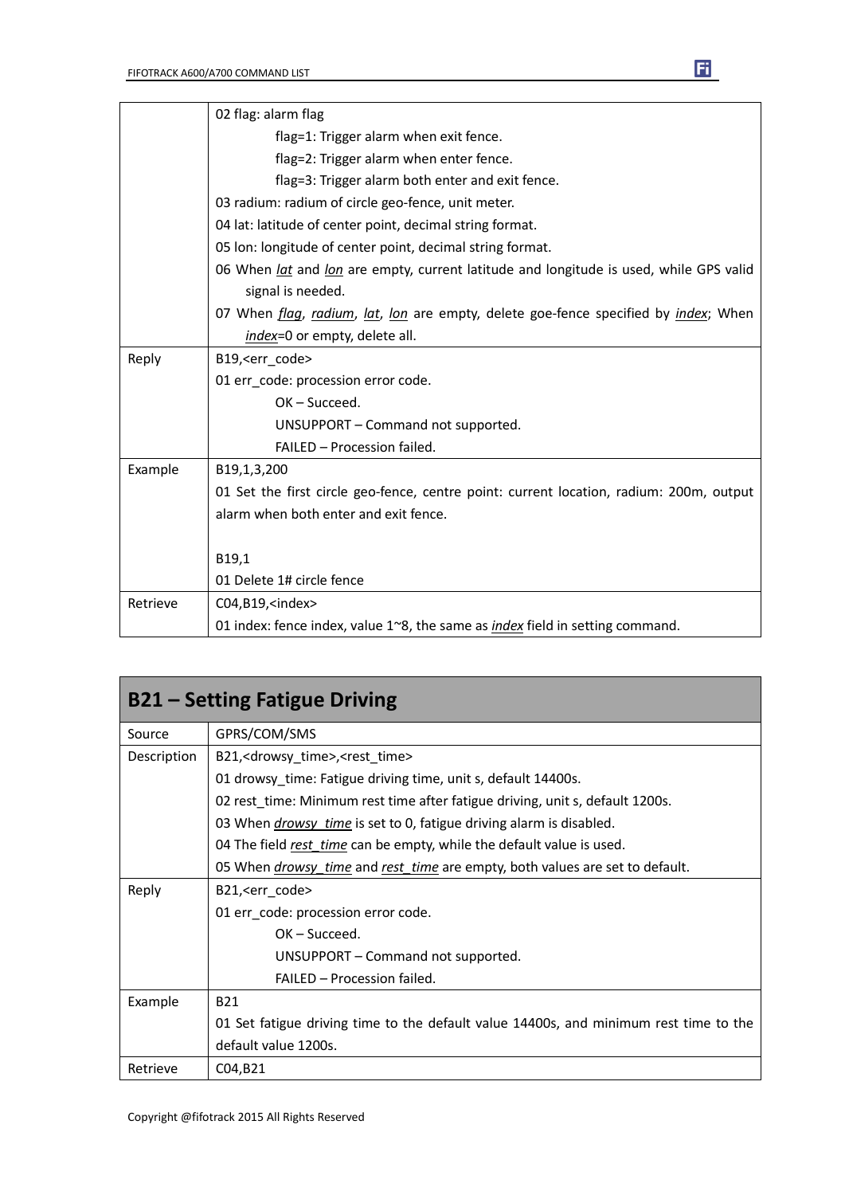|  |  |
|---|---|
|  | 02 flag: alarm flag<br>flag=1: Trigger alarm when exit fence.<br>flag=2: Trigger alarm when enter fence.<br>flag=3: Trigger alarm both enter and exit fence.<br>03 radium: radium of circle geo-fence, unit meter.<br>04 lat: latitude of center point, decimal string format.<br>05 lon: longitude of center point, decimal string format.<br>06 When *lat* and *lon* are empty, current latitude and longitude is used, while GPS valid signal is needed.<br>07 When *flag*, *radium*, *lat*, *lon* are empty, delete goe-fence specified by *index*; When *index*=0 or empty, delete all. |
| Reply | B19,<err_code><br>01 err_code: procession error code.<br>OK – Succeed.<br>UNSUPPORT – Command not supported.<br>FAILED – Procession failed. |
| Example | B19,1,3,200<br>01 Set the first circle geo-fence, centre point: current location, radium: 200m, output alarm when both enter and exit fence.<br><br>B19,1<br>01 Delete 1# circle fence |
| Retrieve | C04,B19,<index><br>01 index: fence index, value 1~8, the same as *index* field in setting command. |

## B21 – Setting Fatigue Driving

|  |  |
|---|---|
| Source | GPRS/COM/SMS |
| Description | B21,<drowsy_time>,<rest_time><br>01 drowsy_time: Fatigue driving time, unit s, default 14400s.<br>02 rest_time: Minimum rest time after fatigue driving, unit s, default 1200s.<br>03 When *drowsy_time* is set to 0, fatigue driving alarm is disabled.<br>04 The field *rest_time* can be empty, while the default value is used.<br>05 When *drowsy_time* and *rest_time* are empty, both values are set to default. |
| Reply | B21,<err_code><br>01 err_code: procession error code.<br>OK – Succeed.<br>UNSUPPORT – Command not supported.<br>FAILED – Procession failed. |
| Example | B21<br>01 Set fatigue driving time to the default value 14400s, and minimum rest time to the default value 1200s. |
| Retrieve | C04,B21 |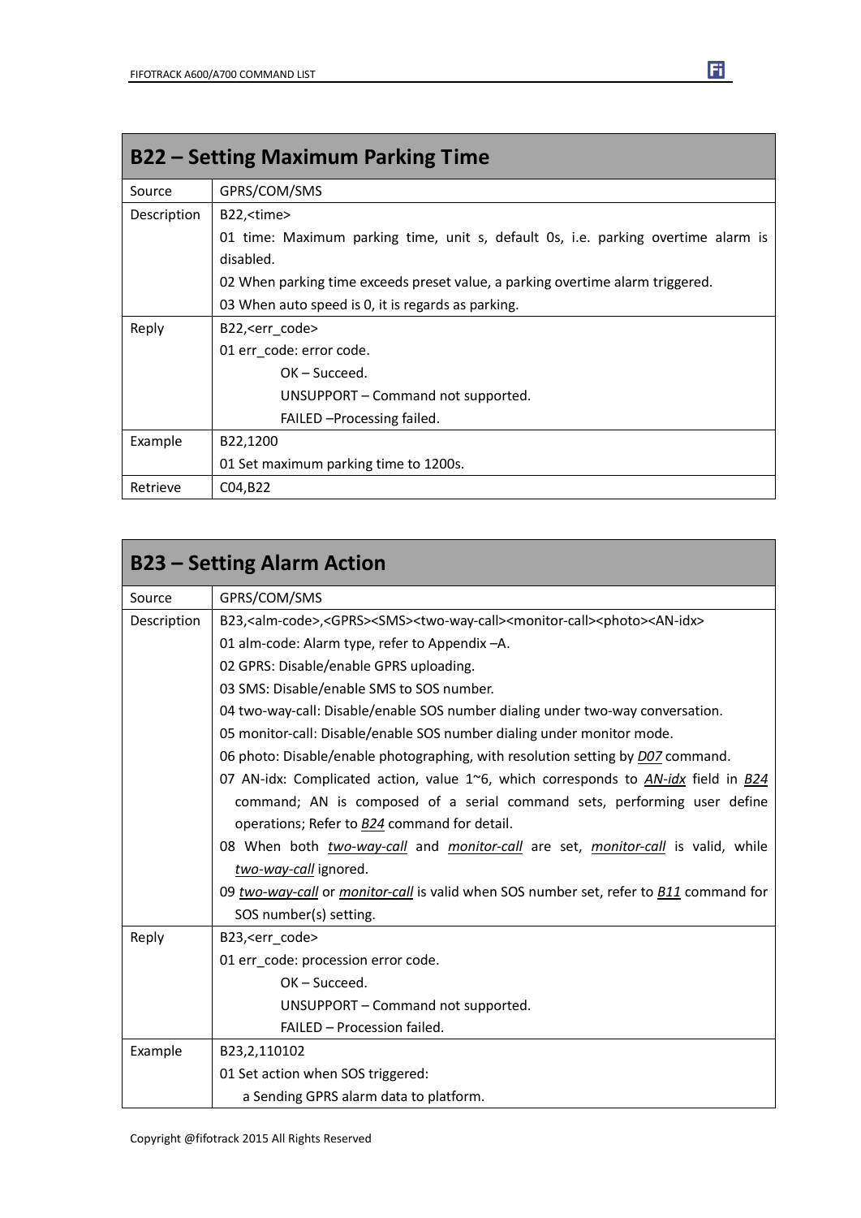## B22 – Setting Maximum Parking Time

| | |
|---|---|
| Source | GPRS/COM/SMS |
| Description | B22,<time><br>01 time: Maximum parking time, unit s, default 0s, i.e. parking overtime alarm is disabled.<br>02 When parking time exceeds preset value, a parking overtime alarm triggered.<br>03 When auto speed is 0, it is regards as parking. |
| Reply | B22,<err_code><br>01 err_code: error code.<br>OK – Succeed.<br>UNSUPPORT – Command not supported.<br>FAILED –Processing failed. |
| Example | B22,1200<br>01 Set maximum parking time to 1200s. |
| Retrieve | C04,B22 |

## B23 – Setting Alarm Action

| | |
|---|---|
| Source | GPRS/COM/SMS |
| Description | B23,<alm-code>,<GPRS><SMS><two-way-call><monitor-call><photo><AN-idx><br>01 alm-code: Alarm type, refer to Appendix –A.<br>02 GPRS: Disable/enable GPRS uploading.<br>03 SMS: Disable/enable SMS to SOS number.<br>04 two-way-call: Disable/enable SOS number dialing under two-way conversation.<br>05 monitor-call: Disable/enable SOS number dialing under monitor mode.<br>06 photo: Disable/enable photographing, with resolution setting by *D07* command.<br>07 AN-idx: Complicated action, value 1~6, which corresponds to *AN-idx* field in *B24* command; AN is composed of a serial command sets, performing user define operations; Refer to *B24* command for detail.<br>08 When both *two-way-call* and *monitor-call* are set, *monitor-call* is valid, while *two-way-call* ignored.<br>09 *two-way-call* or *monitor-call* is valid when SOS number set, refer to *B11* command for SOS number(s) setting. |
| Reply | B23,<err_code><br>01 err_code: procession error code.<br>OK – Succeed.<br>UNSUPPORT – Command not supported.<br>FAILED – Procession failed. |
| Example | B23,2,110102<br>01 Set action when SOS triggered:<br>a Sending GPRS alarm data to platform. |

Copyright @fifotrack 2015 All Rights Reserved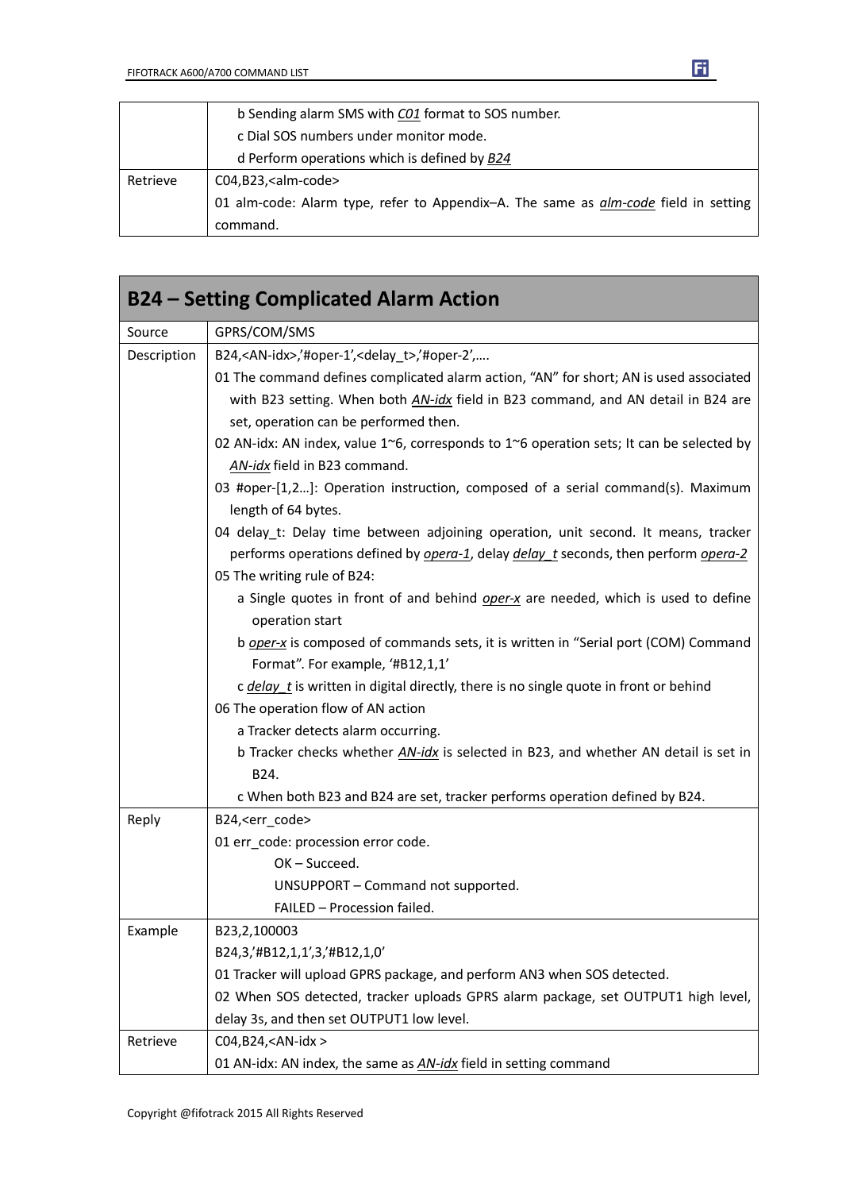| | |
|---|---|
| | b Sending alarm SMS with *C01* format to SOS number.<br>c Dial SOS numbers under monitor mode.<br>d Perform operations which is defined by *B24* |
| Retrieve | C04,B23,<alm-code><br>01 alm-code: Alarm type, refer to Appendix–A. The same as *alm-code* field in setting command. |

| **B24 – Setting Complicated Alarm Action** | |
|---|---|
| Source | GPRS/COM/SMS |
| Description | B24,<AN-idx>,'#oper-1',<delay_t>,'#oper-2',….<br>01 The command defines complicated alarm action, "AN" for short; AN is used associated with B23 setting. When both *AN-idx* field in B23 command, and AN detail in B24 are set, operation can be performed then.<br>02 AN-idx: AN index, value 1~6, corresponds to 1~6 operation sets; It can be selected by *AN-idx* field in B23 command.<br>03 #oper-[1,2…]: Operation instruction, composed of a serial command(s). Maximum length of 64 bytes.<br>04 delay_t: Delay time between adjoining operation, unit second. It means, tracker performs operations defined by *opera-1*, delay *delay_t* seconds, then perform *opera-2*<br>05 The writing rule of B24:<br>a Single quotes in front of and behind *oper-x* are needed, which is used to define operation start<br>b *oper-x* is composed of commands sets, it is written in "Serial port (COM) Command Format". For example, '#B12,1,1'<br>c *delay_t* is written in digital directly, there is no single quote in front or behind<br>06 The operation flow of AN action<br>a Tracker detects alarm occurring.<br>b Tracker checks whether *AN-idx* is selected in B23, and whether AN detail is set in B24.<br>c When both B23 and B24 are set, tracker performs operation defined by B24. |
| Reply | B24,<err_code><br>01 err_code: procession error code.<br>OK – Succeed.<br>UNSUPPORT – Command not supported.<br>FAILED – Procession failed. |
| Example | B23,2,100003<br>B24,3,'#B12,1,1',3,'#B12,1,0'<br>01 Tracker will upload GPRS package, and perform AN3 when SOS detected.<br>02 When SOS detected, tracker uploads GPRS alarm package, set OUTPUT1 high level, delay 3s, and then set OUTPUT1 low level. |
| Retrieve | C04,B24,<AN-idx ><br>01 AN-idx: AN index, the same as *AN-idx* field in setting command |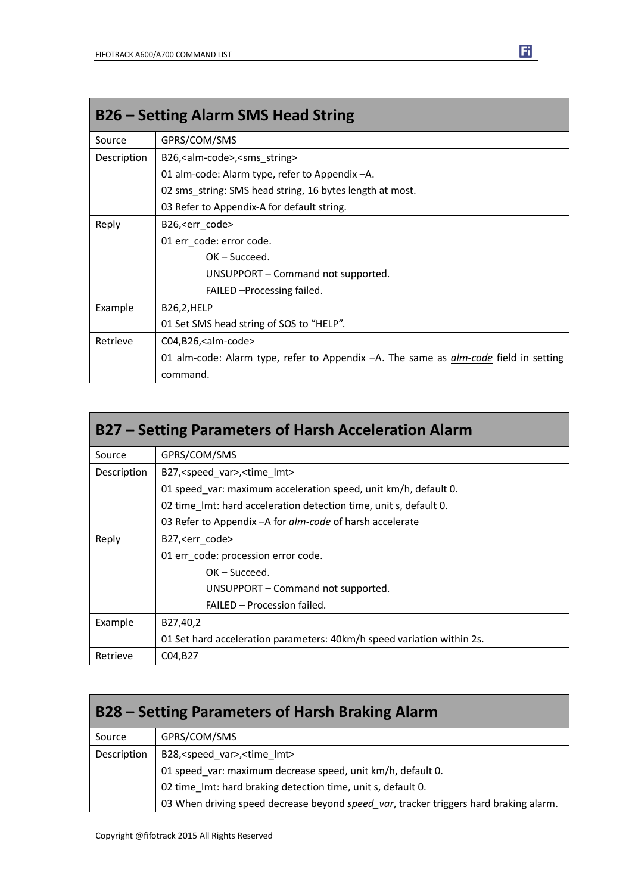## B26 – Setting Alarm SMS Head String

| | |
|---|---|
| Source | GPRS/COM/SMS |
| Description | B26,<alm-code>,<sms_string><br>01 alm-code: Alarm type, refer to Appendix –A.<br>02 sms_string: SMS head string, 16 bytes length at most.<br>03 Refer to Appendix-A for default string. |
| Reply | B26,<err_code><br>01 err_code: error code.<br>OK – Succeed.<br>UNSUPPORT – Command not supported.<br>FAILED –Processing failed. |
| Example | B26,2,HELP<br>01 Set SMS head string of SOS to "HELP". |
| Retrieve | C04,B26,<alm-code><br>01 alm-code: Alarm type, refer to Appendix –A. The same as *alm-code* field in setting command. |

## B27 – Setting Parameters of Harsh Acceleration Alarm

| | |
|---|---|
| Source | GPRS/COM/SMS |
| Description | B27,<speed_var>,<time_lmt><br>01 speed_var: maximum acceleration speed, unit km/h, default 0.<br>02 time_lmt: hard acceleration detection time, unit s, default 0.<br>03 Refer to Appendix –A for *alm-code* of harsh accelerate |
| Reply | B27,<err_code><br>01 err_code: procession error code.<br>OK – Succeed.<br>UNSUPPORT – Command not supported.<br>FAILED – Procession failed. |
| Example | B27,40,2<br>01 Set hard acceleration parameters: 40km/h speed variation within 2s. |
| Retrieve | C04,B27 |

## B28 – Setting Parameters of Harsh Braking Alarm

| | |
|---|---|
| Source | GPRS/COM/SMS |
| Description | B28,<speed_var>,<time_lmt><br>01 speed_var: maximum decrease speed, unit km/h, default 0.<br>02 time_lmt: hard braking detection time, unit s, default 0.<br>03 When driving speed decrease beyond *speed_var*, tracker triggers hard braking alarm. |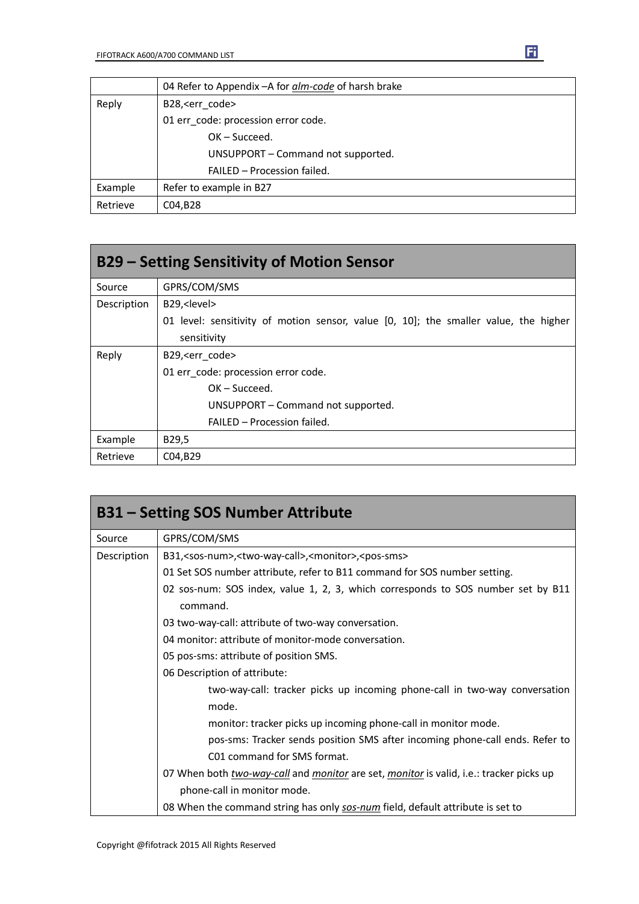| | |
|---|---|
| | 04 Refer to Appendix –A for *alm-code* of harsh brake |
| Reply | B28,<err_code><br>01 err_code: procession error code.<br>OK – Succeed.<br>UNSUPPORT – Command not supported.<br>FAILED – Procession failed. |
| Example | Refer to example in B27 |
| Retrieve | C04,B28 |

## B29 – Setting Sensitivity of Motion Sensor

| | |
|---|---|
| Source | GPRS/COM/SMS |
| Description | B29,<level><br>01 level: sensitivity of motion sensor, value [0, 10]; the smaller value, the higher sensitivity |
| Reply | B29,<err_code><br>01 err_code: procession error code.<br>OK – Succeed.<br>UNSUPPORT – Command not supported.<br>FAILED – Procession failed. |
| Example | B29,5 |
| Retrieve | C04,B29 |

## B31 – Setting SOS Number Attribute

| | |
|---|---|
| Source | GPRS/COM/SMS |
| Description | B31,<sos-num>,<two-way-call>,<monitor>,<pos-sms><br>01 Set SOS number attribute, refer to B11 command for SOS number setting.<br>02 sos-num: SOS index, value 1, 2, 3, which corresponds to SOS number set by B11 command.<br>03 two-way-call: attribute of two-way conversation.<br>04 monitor: attribute of monitor-mode conversation.<br>05 pos-sms: attribute of position SMS.<br>06 Description of attribute:<br>two-way-call: tracker picks up incoming phone-call in two-way conversation mode.<br>monitor: tracker picks up incoming phone-call in monitor mode.<br>pos-sms: Tracker sends position SMS after incoming phone-call ends. Refer to C01 command for SMS format.<br>07 When both *two-way-call* and *monitor* are set, *monitor* is valid, i.e.: tracker picks up phone-call in monitor mode.<br>08 When the command string has only *sos-num* field, default attribute is set to |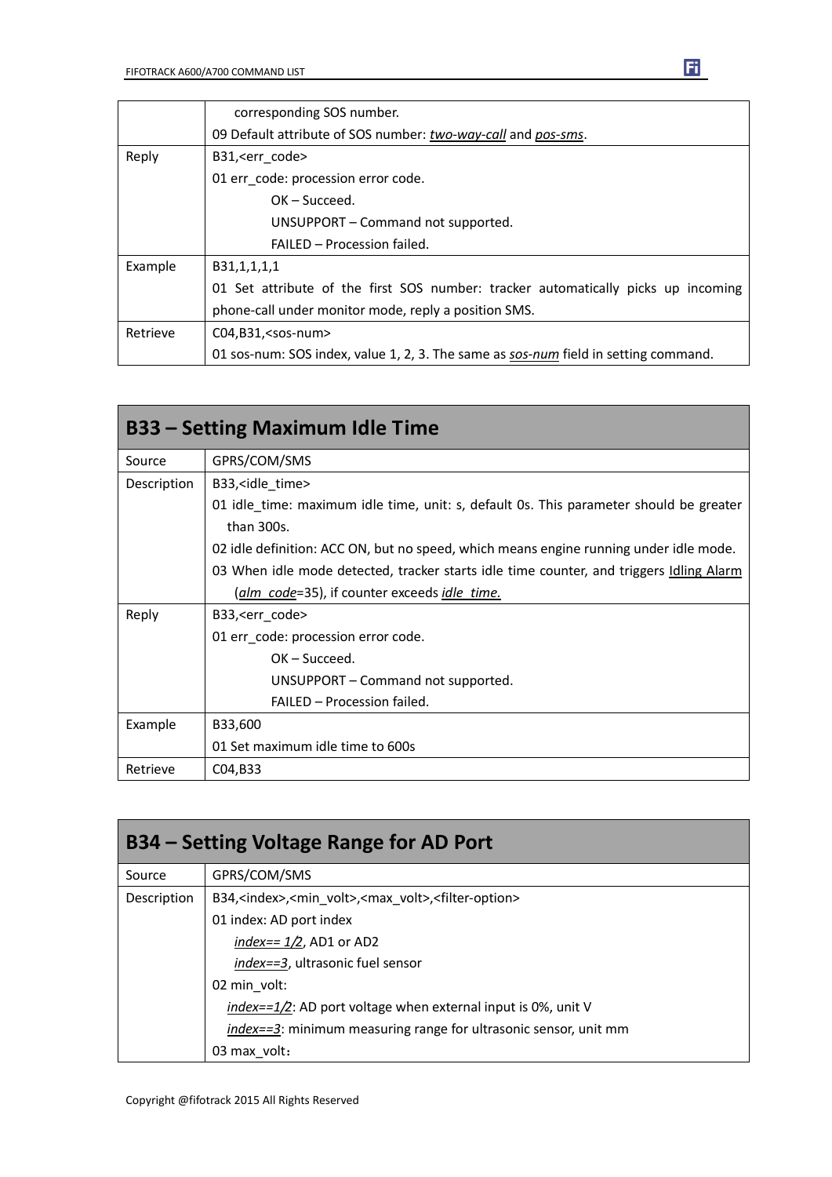| | |
|---|---|
| | corresponding SOS number.<br>09 Default attribute of SOS number: *two-way-call* and *pos-sms*. |
| Reply | B31,<err_code><br>01 err_code: procession error code.<br>OK – Succeed.<br>UNSUPPORT – Command not supported.<br>FAILED – Procession failed. |
| Example | B31,1,1,1,1<br>01 Set attribute of the first SOS number: tracker automatically picks up incoming phone-call under monitor mode, reply a position SMS. |
| Retrieve | C04,B31,<sos-num><br>01 sos-num: SOS index, value 1, 2, 3. The same as *sos-num* field in setting command. |

## B33 – Setting Maximum Idle Time

| | |
|---|---|
| Source | GPRS/COM/SMS |
| Description | B33,<idle_time><br>01 idle_time: maximum idle time, unit: s, default 0s. This parameter should be greater than 300s.<br>02 idle definition: ACC ON, but no speed, which means engine running under idle mode.<br>03 When idle mode detected, tracker starts idle time counter, and triggers Idling Alarm (*alm_code*=35), if counter exceeds *idle_time.* |
| Reply | B33,<err_code><br>01 err_code: procession error code.<br>OK – Succeed.<br>UNSUPPORT – Command not supported.<br>FAILED – Procession failed. |
| Example | B33,600<br>01 Set maximum idle time to 600s |
| Retrieve | C04,B33 |

## B34 – Setting Voltage Range for AD Port

| | |
|---|---|
| Source | GPRS/COM/SMS |
| Description | B34,<index>,<min_volt>,<max_volt>,<filter-option><br>01 index: AD port index<br>*index== 1/2*, AD1 or AD2<br>*index==3*, ultrasonic fuel sensor<br>02 min_volt:<br>*index==1/2*: AD port voltage when external input is 0%, unit V<br>*index==3*: minimum measuring range for ultrasonic sensor, unit mm<br>03 max_volt： |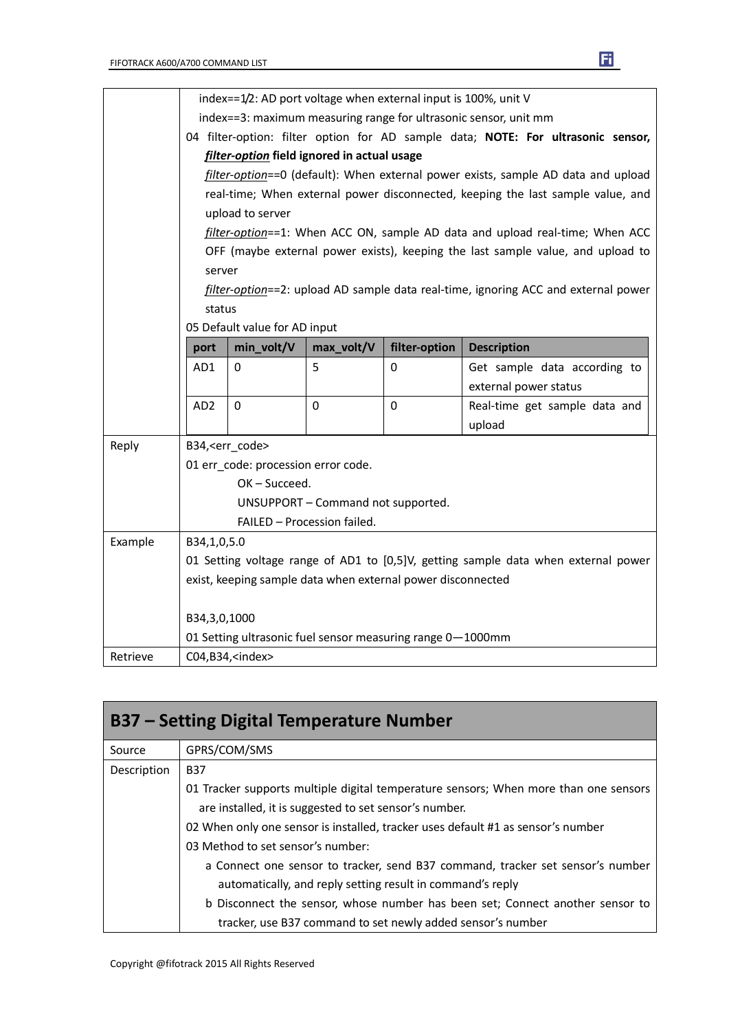| | |
|---|---|
| | index==1/2: AD port voltage when external input is 100%, unit V<br>index==3: maximum measuring range for ultrasonic sensor, unit mm<br>04 filter-option: filter option for AD sample data; **NOTE: For ultrasonic sensor, *filter-option* field ignored in actual usage**<br>*filter-option*==0 (default): When external power exists, sample AD data and upload real-time; When external power disconnected, keeping the last sample value, and upload to server<br>*filter-option*==1: When ACC ON, sample AD data and upload real-time; When ACC OFF (maybe external power exists), keeping the last sample value, and upload to server<br>*filter-option*==2: upload AD sample data real-time, ignoring ACC and external power status<br>05 Default value for AD input<br><br>**port** / **min_volt/V** / **max_volt/V** / **filter-option** / **Description**<br>AD1 / 0 / 5 / 0 / Get sample data according to external power status<br>AD2 / 0 / 0 / 0 / Real-time get sample data and upload |
| Reply | B34,<err_code><br>01 err_code: procession error code.<br>OK – Succeed.<br>UNSUPPORT – Command not supported.<br>FAILED – Procession failed. |
| Example | B34,1,0,5.0<br>01 Setting voltage range of AD1 to [0,5]V, getting sample data when external power exist, keeping sample data when external power disconnected<br><br>B34,3,0,1000<br>01 Setting ultrasonic fuel sensor measuring range 0—1000mm |
| Retrieve | C04,B34,<index> |

Default value for AD input:

| port | min_volt/V | max_volt/V | filter-option | Description |
|---|---|---|---|---|
| AD1 | 0 | 5 | 0 | Get sample data according to external power status |
| AD2 | 0 | 0 | 0 | Real-time get sample data and upload |

## B37 – Setting Digital Temperature Number

| | |
|---|---|
| Source | GPRS/COM/SMS |
| Description | B37<br>01 Tracker supports multiple digital temperature sensors; When more than one sensors are installed, it is suggested to set sensor's number.<br>02 When only one sensor is installed, tracker uses default #1 as sensor's number<br>03 Method to set sensor's number:<br>a Connect one sensor to tracker, send B37 command, tracker set sensor's number automatically, and reply setting result in command's reply<br>b Disconnect the sensor, whose number has been set; Connect another sensor to tracker, use B37 command to set newly added sensor's number |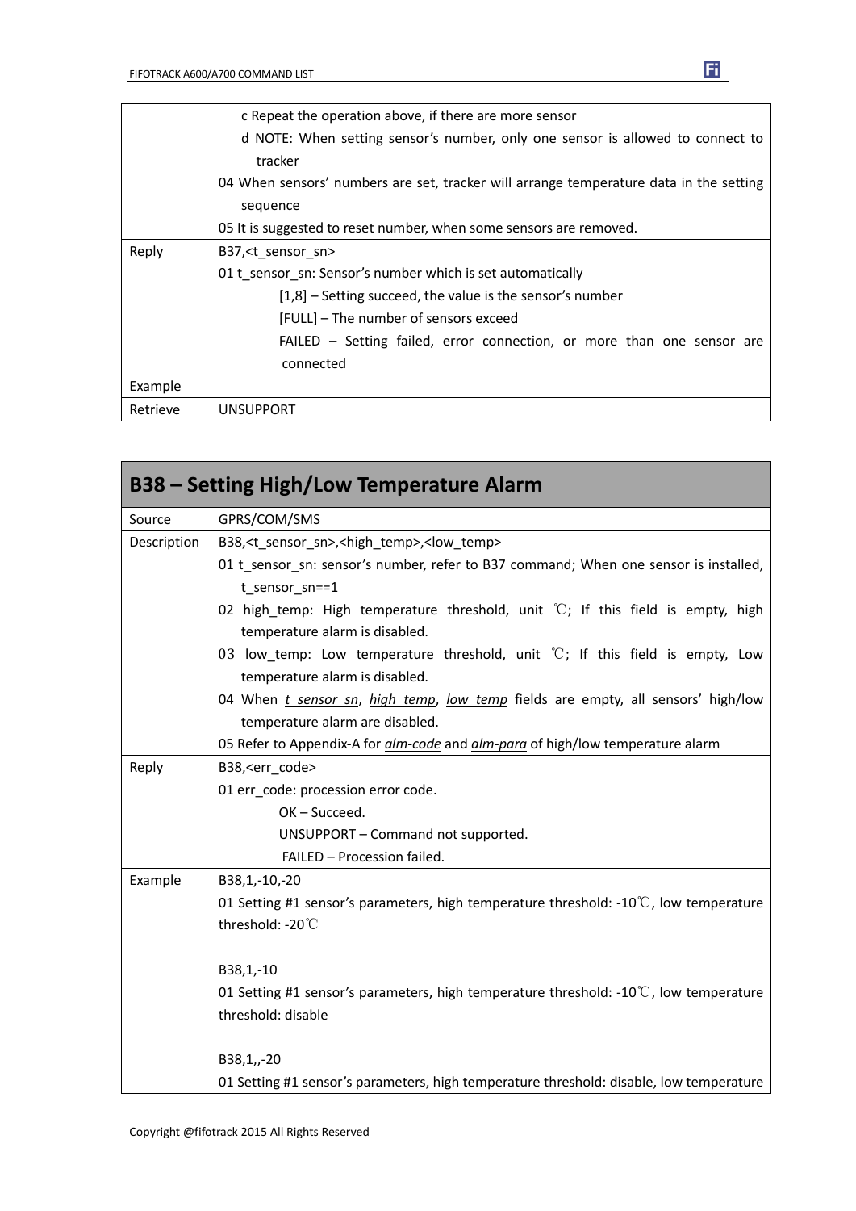| | |
|---|---|
| | c Repeat the operation above, if there are more sensor<br>d NOTE: When setting sensor's number, only one sensor is allowed to connect to tracker<br>04 When sensors' numbers are set, tracker will arrange temperature data in the setting sequence<br>05 It is suggested to reset number, when some sensors are removed. |
| Reply | B37,<t_sensor_sn><br>01 t_sensor_sn: Sensor's number which is set automatically<br>[1,8] – Setting succeed, the value is the sensor's number<br>[FULL] – The number of sensors exceed<br>FAILED – Setting failed, error connection, or more than one sensor are connected |
| Example | |
| Retrieve | UNSUPPORT |

## B38 – Setting High/Low Temperature Alarm

| | |
|---|---|
| Source | GPRS/COM/SMS |
| Description | B38,<t_sensor_sn>,<high_temp>,<low_temp><br>01 t_sensor_sn: sensor's number, refer to B37 command; When one sensor is installed, t_sensor_sn==1<br>02 high_temp: High temperature threshold, unit ℃; If this field is empty, high temperature alarm is disabled.<br>03 low_temp: Low temperature threshold, unit ℃; If this field is empty, Low temperature alarm is disabled.<br>04 When *t_sensor_sn*, *high_temp*, *low_temp* fields are empty, all sensors' high/low temperature alarm are disabled.<br>05 Refer to Appendix-A for *alm-code* and *alm-para* of high/low temperature alarm |
| Reply | B38,<err_code><br>01 err_code: procession error code.<br>OK – Succeed.<br>UNSUPPORT – Command not supported.<br>FAILED – Procession failed. |
| Example | B38,1,-10,-20<br>01 Setting #1 sensor's parameters, high temperature threshold: -10℃, low temperature threshold: -20℃<br><br>B38,1,-10<br>01 Setting #1 sensor's parameters, high temperature threshold: -10℃, low temperature threshold: disable<br><br>B38,1,,-20<br>01 Setting #1 sensor's parameters, high temperature threshold: disable, low temperature |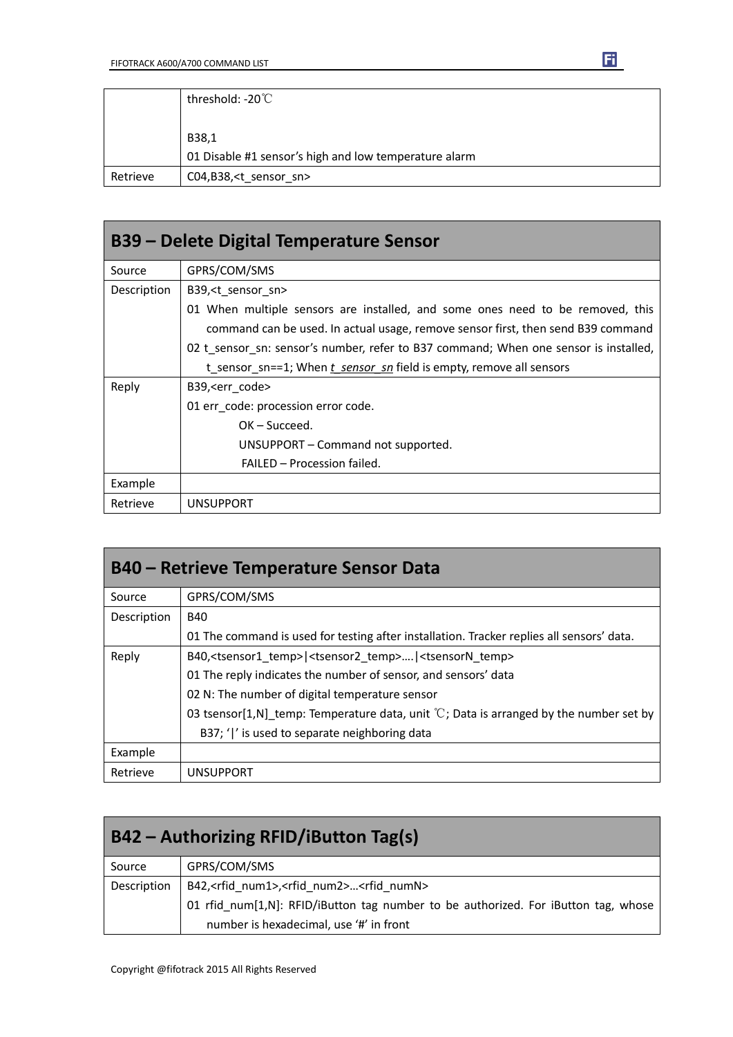| | |
|---|---|
| | threshold: -20℃<br><br>B38,1<br>01 Disable #1 sensor's high and low temperature alarm |
| Retrieve | C04,B38,<t_sensor_sn> |

## B39 – Delete Digital Temperature Sensor

| | |
|---|---|
| Source | GPRS/COM/SMS |
| Description | B39,<t_sensor_sn><br>01 When multiple sensors are installed, and some ones need to be removed, this command can be used. In actual usage, remove sensor first, then send B39 command<br>02 t_sensor_sn: sensor's number, refer to B37 command; When one sensor is installed, t_sensor_sn==1; When *t_sensor_sn* field is empty, remove all sensors |
| Reply | B39,<err_code><br>01 err_code: procession error code.<br>OK – Succeed.<br>UNSUPPORT – Command not supported.<br>FAILED – Procession failed. |
| Example | |
| Retrieve | UNSUPPORT |

## B40 – Retrieve Temperature Sensor Data

| | |
|---|---|
| Source | GPRS/COM/SMS |
| Description | B40<br>01 The command is used for testing after installation. Tracker replies all sensors' data. |
| Reply | B40,<tsensor1_temp>\|<tsensor2_temp>….\|<tsensorN_temp><br>01 The reply indicates the number of sensor, and sensors' data<br>02 N: The number of digital temperature sensor<br>03 tsensor[1,N]_temp: Temperature data, unit ℃; Data is arranged by the number set by B37; '\|' is used to separate neighboring data |
| Example | |
| Retrieve | UNSUPPORT |

## B42 – Authorizing RFID/iButton Tag(s)

| | |
|---|---|
| Source | GPRS/COM/SMS |
| Description | B42,<rfid_num1>,<rfid_num2>…<rfid_numN><br>01 rfid_num[1,N]: RFID/iButton tag number to be authorized. For iButton tag, whose number is hexadecimal, use '#' in front |

Copyright @fifotrack 2015 All Rights Reserved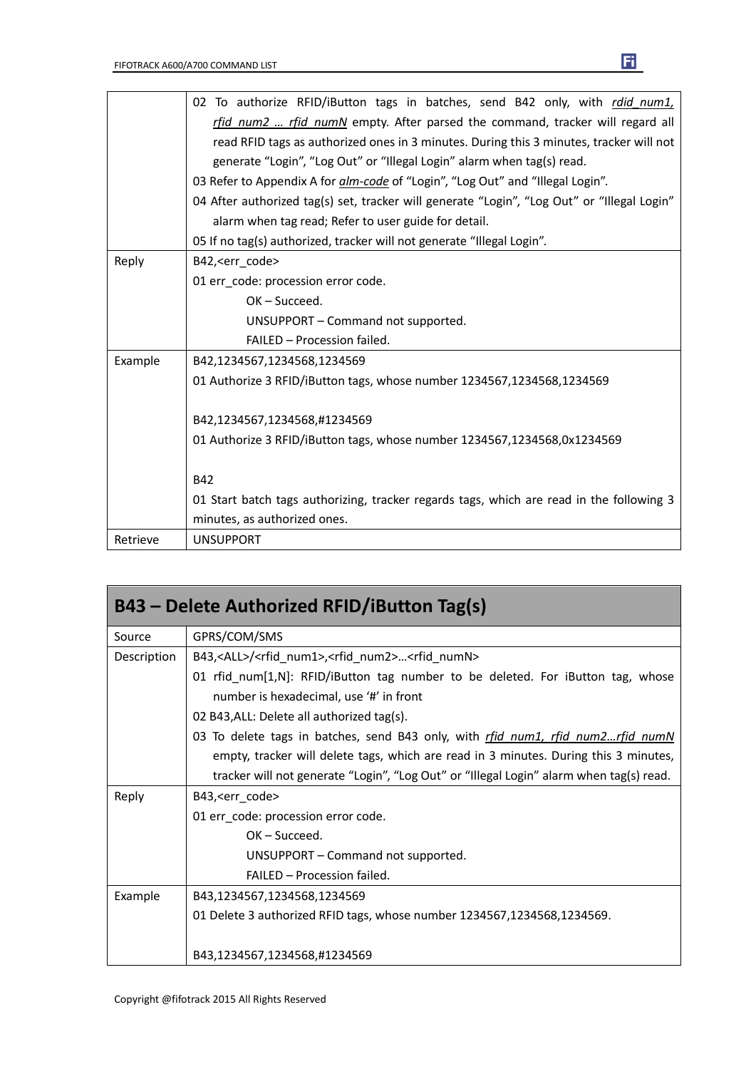| | |
|---|---|
| | 02 To authorize RFID/iButton tags in batches, send B42 only, with *rdid_num1, rfid_num2 … rfid_numN* empty. After parsed the command, tracker will regard all read RFID tags as authorized ones in 3 minutes. During this 3 minutes, tracker will not generate “Login”, “Log Out” or “Illegal Login” alarm when tag(s) read.<br>03 Refer to Appendix A for *alm-code* of “Login”, “Log Out” and “Illegal Login”.<br>04 After authorized tag(s) set, tracker will generate “Login”, “Log Out” or “Illegal Login” alarm when tag read; Refer to user guide for detail.<br>05 If no tag(s) authorized, tracker will not generate “Illegal Login”. |
| Reply | B42,<err_code><br>01 err_code: procession error code.<br>OK – Succeed.<br>UNSUPPORT – Command not supported.<br>FAILED – Procession failed. |
| Example | B42,1234567,1234568,1234569<br>01 Authorize 3 RFID/iButton tags, whose number 1234567,1234568,1234569<br><br>B42,1234567,1234568,#1234569<br>01 Authorize 3 RFID/iButton tags, whose number 1234567,1234568,0x1234569<br><br>B42<br>01 Start batch tags authorizing, tracker regards tags, which are read in the following 3 minutes, as authorized ones. |
| Retrieve | UNSUPPORT |

## B43 – Delete Authorized RFID/iButton Tag(s)

| | |
|---|---|
| Source | GPRS/COM/SMS |
| Description | B43,<ALL>/<rfid_num1>,<rfid_num2>…<rfid_numN><br>01 rfid_num[1,N]: RFID/iButton tag number to be deleted. For iButton tag, whose number is hexadecimal, use ‘#’ in front<br>02 B43,ALL: Delete all authorized tag(s).<br>03 To delete tags in batches, send B43 only, with *rfid_num1, rfid_num2…rfid_numN* empty, tracker will delete tags, which are read in 3 minutes. During this 3 minutes, tracker will not generate “Login”, “Log Out” or “Illegal Login” alarm when tag(s) read. |
| Reply | B43,<err_code><br>01 err_code: procession error code.<br>OK – Succeed.<br>UNSUPPORT – Command not supported.<br>FAILED – Procession failed. |
| Example | B43,1234567,1234568,1234569<br>01 Delete 3 authorized RFID tags, whose number 1234567,1234568,1234569.<br><br>B43,1234567,1234568,#1234569 |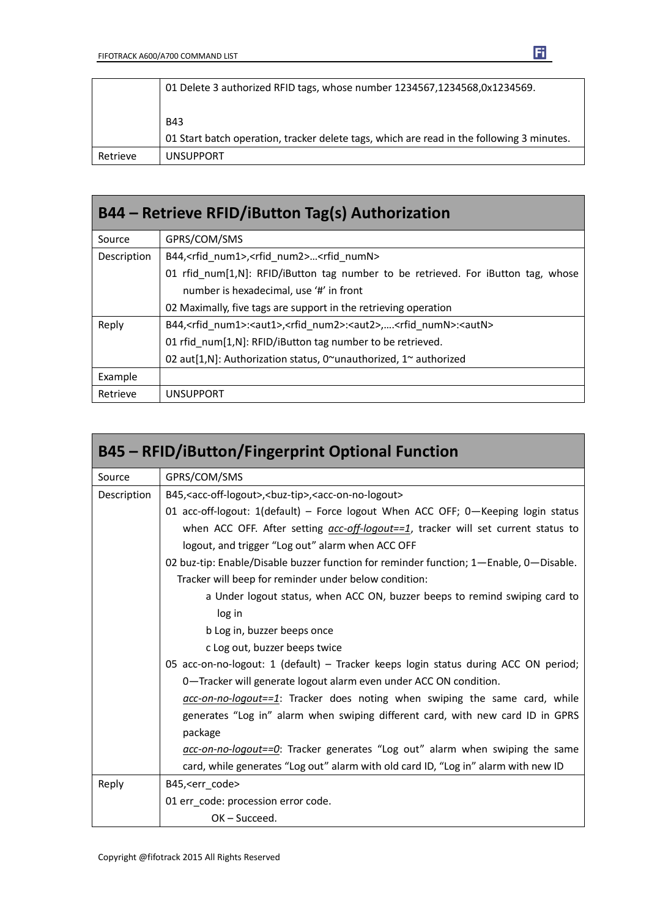| | |
|---|---|
| | 01 Delete 3 authorized RFID tags, whose number 1234567,1234568,0x1234569.<br><br>B43<br>01 Start batch operation, tracker delete tags, which are read in the following 3 minutes. |
| Retrieve | UNSUPPORT |

## B44 – Retrieve RFID/iButton Tag(s) Authorization

| | |
|---|---|
| Source | GPRS/COM/SMS |
| Description | B44,<rfid_num1>,<rfid_num2>…<rfid_numN><br>01 rfid_num[1,N]: RFID/iButton tag number to be retrieved. For iButton tag, whose number is hexadecimal, use '#' in front<br>02 Maximally, five tags are support in the retrieving operation |
| Reply | B44,<rfid_num1>:<aut1>,<rfid_num2>:<aut2>,….<rfid_numN>:<autN><br>01 rfid_num[1,N]: RFID/iButton tag number to be retrieved.<br>02 aut[1,N]: Authorization status, 0~unauthorized, 1~ authorized |
| Example | |
| Retrieve | UNSUPPORT |

## B45 – RFID/iButton/Fingerprint Optional Function

| | |
|---|---|
| Source | GPRS/COM/SMS |
| Description | B45,<acc-off-logout>,<buz-tip>,<acc-on-no-logout><br>01 acc-off-logout: 1(default) – Force logout When ACC OFF; 0—Keeping login status when ACC OFF. After setting *acc-off-logout==1*, tracker will set current status to logout, and trigger "Log out" alarm when ACC OFF<br>02 buz-tip: Enable/Disable buzzer function for reminder function; 1—Enable, 0—Disable. Tracker will beep for reminder under below condition:<br>a Under logout status, when ACC ON, buzzer beeps to remind swiping card to log in<br>b Log in, buzzer beeps once<br>c Log out, buzzer beeps twice<br>05 acc-on-no-logout: 1 (default) – Tracker keeps login status during ACC ON period; 0—Tracker will generate logout alarm even under ACC ON condition.<br>*acc-on-no-logout==1*: Tracker does noting when swiping the same card, while generates "Log in" alarm when swiping different card, with new card ID in GPRS package<br>*acc-on-no-logout==0*: Tracker generates "Log out" alarm when swiping the same card, while generates "Log out" alarm with old card ID, "Log in" alarm with new ID |
| Reply | B45,<err_code><br>01 err_code: procession error code.<br>OK – Succeed. |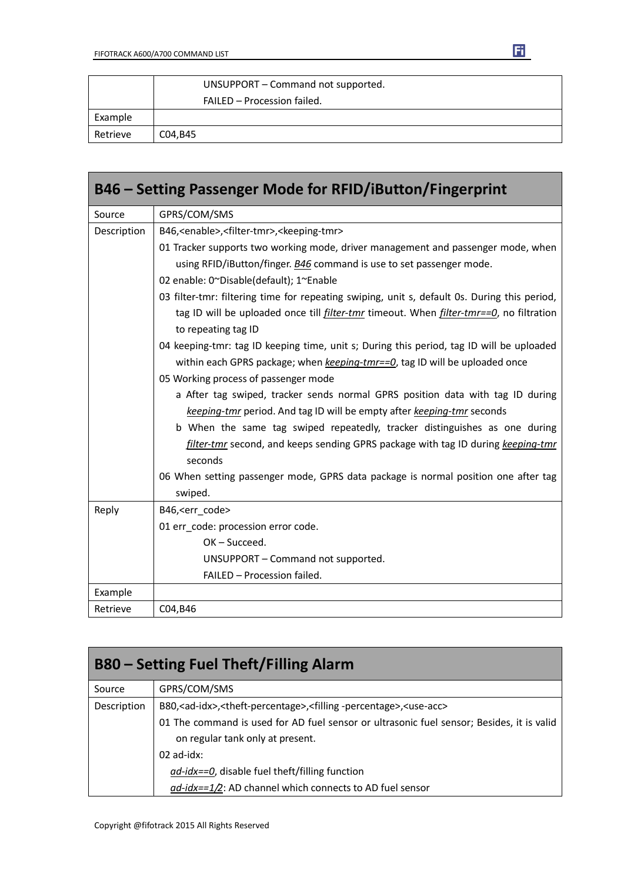| | |
|---|---|
| | UNSUPPORT – Command not supported.<br>FAILED – Procession failed. |
| Example | |
| Retrieve | C04,B45 |

## B46 – Setting Passenger Mode for RFID/iButton/Fingerprint

| | |
|---|---|
| Source | GPRS/COM/SMS |
| Description | B46,<enable>,<filter-tmr>,<keeping-tmr><br>01 Tracker supports two working mode, driver management and passenger mode, when using RFID/iButton/finger. *B46* command is use to set passenger mode.<br>02 enable: 0~Disable(default); 1~Enable<br>03 filter-tmr: filtering time for repeating swiping, unit s, default 0s. During this period, tag ID will be uploaded once till *filter-tmr* timeout. When *filter-tmr==0*, no filtration to repeating tag ID<br>04 keeping-tmr: tag ID keeping time, unit s; During this period, tag ID will be uploaded within each GPRS package; when *keeping-tmr==0*, tag ID will be uploaded once<br>05 Working process of passenger mode<br>a After tag swiped, tracker sends normal GPRS position data with tag ID during *keeping-tmr* period. And tag ID will be empty after *keeping-tmr* seconds<br>b When the same tag swiped repeatedly, tracker distinguishes as one during *filter-tmr* second, and keeps sending GPRS package with tag ID during *keeping-tmr* seconds<br>06 When setting passenger mode, GPRS data package is normal position one after tag swiped. |
| Reply | B46,<err_code><br>01 err_code: procession error code.<br>OK – Succeed.<br>UNSUPPORT – Command not supported.<br>FAILED – Procession failed. |
| Example | |
| Retrieve | C04,B46 |

## B80 – Setting Fuel Theft/Filling Alarm

| | |
|---|---|
| Source | GPRS/COM/SMS |
| Description | B80,<ad-idx>,<theft-percentage>,<filling -percentage>,<use-acc><br>01 The command is used for AD fuel sensor or ultrasonic fuel sensor; Besides, it is valid on regular tank only at present.<br>02 ad-idx:<br>*ad-idx==0*, disable fuel theft/filling function<br>*ad-idx==1/2*: AD channel which connects to AD fuel sensor |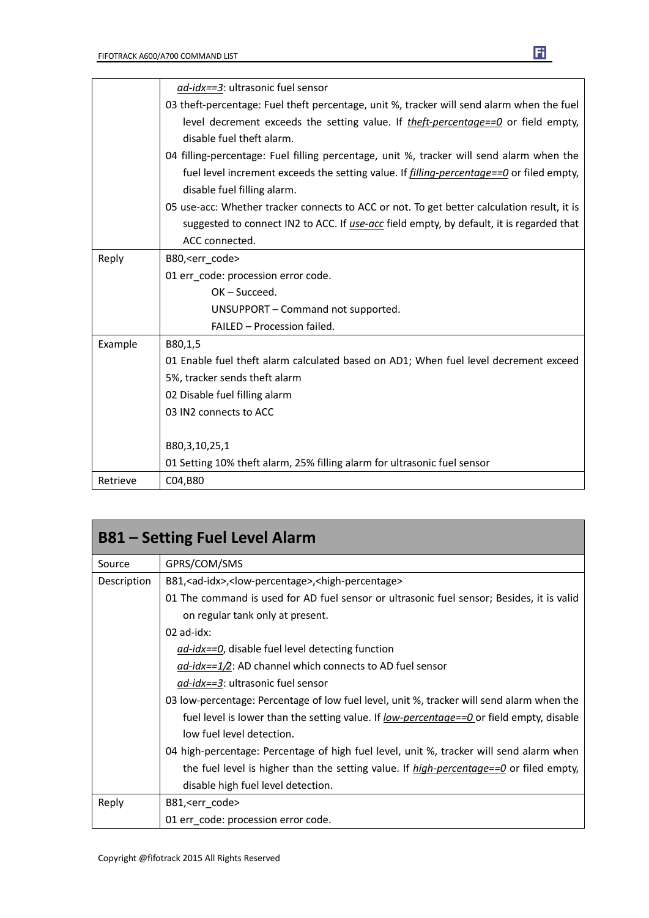| | |
|---|---|
| | *ad-idx==3*: ultrasonic fuel sensor<br>03 theft-percentage: Fuel theft percentage, unit %, tracker will send alarm when the fuel level decrement exceeds the setting value. If *theft-percentage==0* or field empty, disable fuel theft alarm.<br>04 filling-percentage: Fuel filling percentage, unit %, tracker will send alarm when the fuel level increment exceeds the setting value. If *filling-percentage==0* or filed empty, disable fuel filling alarm.<br>05 use-acc: Whether tracker connects to ACC or not. To get better calculation result, it is suggested to connect IN2 to ACC. If *use-acc* field empty, by default, it is regarded that ACC connected. |
| Reply | B80,<err_code><br>01 err_code: procession error code.<br>OK – Succeed.<br>UNSUPPORT – Command not supported.<br>FAILED – Procession failed. |
| Example | B80,1,5<br>01 Enable fuel theft alarm calculated based on AD1; When fuel level decrement exceed 5%, tracker sends theft alarm<br>02 Disable fuel filling alarm<br>03 IN2 connects to ACC<br><br>B80,3,10,25,1<br>01 Setting 10% theft alarm, 25% filling alarm for ultrasonic fuel sensor |
| Retrieve | C04,B80 |

## B81 – Setting Fuel Level Alarm

| | |
|---|---|
| Source | GPRS/COM/SMS |
| Description | B81,<ad-idx>,<low-percentage>,<high-percentage><br>01 The command is used for AD fuel sensor or ultrasonic fuel sensor; Besides, it is valid on regular tank only at present.<br>02 ad-idx:<br>*ad-idx==0*, disable fuel level detecting function<br>*ad-idx==1/2*: AD channel which connects to AD fuel sensor<br>*ad-idx==3*: ultrasonic fuel sensor<br>03 low-percentage: Percentage of low fuel level, unit %, tracker will send alarm when the fuel level is lower than the setting value. If *low-percentage==0* or field empty, disable low fuel level detection.<br>04 high-percentage: Percentage of high fuel level, unit %, tracker will send alarm when the fuel level is higher than the setting value. If *high-percentage==0* or filed empty, disable high fuel level detection. |
| Reply | B81,<err_code><br>01 err_code: procession error code. |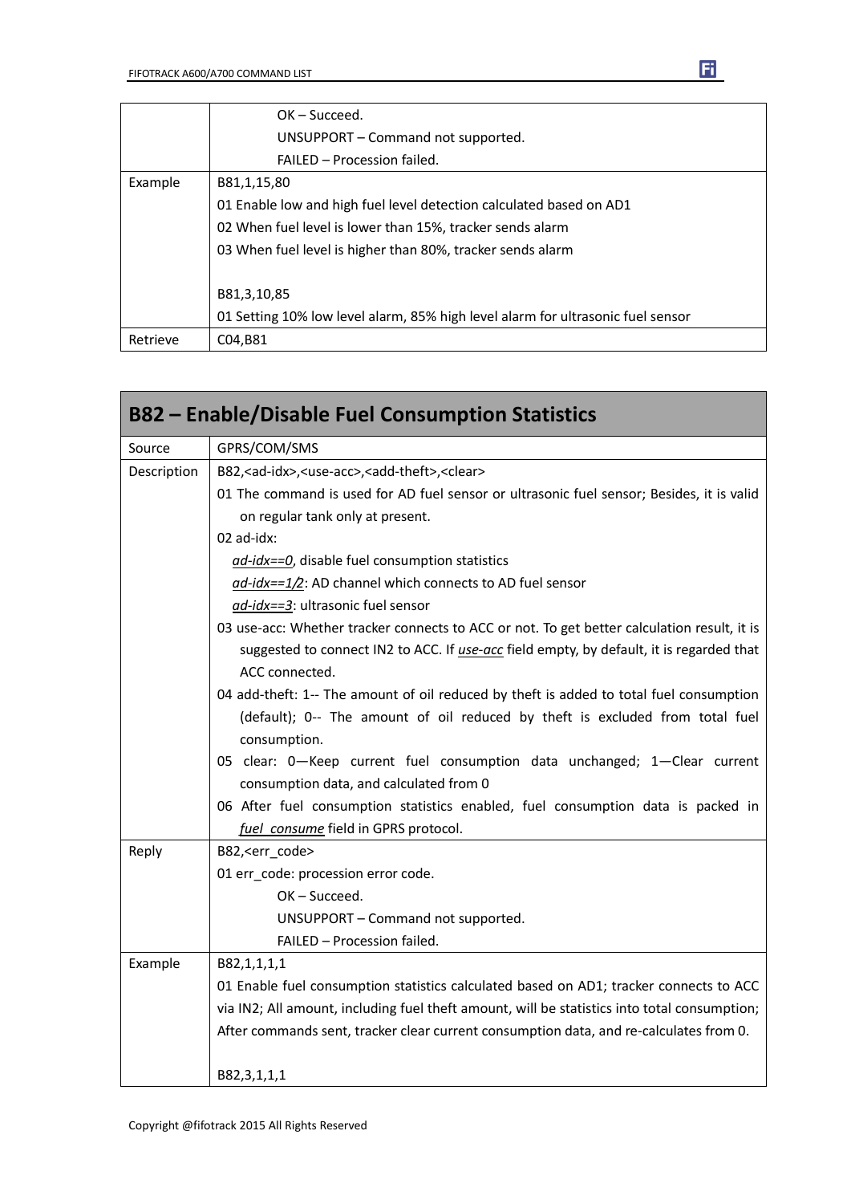| | |
|---|---|
| | OK – Succeed.<br>UNSUPPORT – Command not supported.<br>FAILED – Procession failed. |
| Example | B81,1,15,80<br>01 Enable low and high fuel level detection calculated based on AD1<br>02 When fuel level is lower than 15%, tracker sends alarm<br>03 When fuel level is higher than 80%, tracker sends alarm<br><br>B81,3,10,85<br>01 Setting 10% low level alarm, 85% high level alarm for ultrasonic fuel sensor |
| Retrieve | C04,B81 |

| B82 – Enable/Disable Fuel Consumption Statistics | |
|---|---|
| Source | GPRS/COM/SMS |
| Description | B82,<ad-idx>,<use-acc>,<add-theft>,<clear><br>01 The command is used for AD fuel sensor or ultrasonic fuel sensor; Besides, it is valid on regular tank only at present.<br>02 ad-idx:<br>*ad-idx==0*, disable fuel consumption statistics<br>*ad-idx==1/2*: AD channel which connects to AD fuel sensor<br>*ad-idx==3*: ultrasonic fuel sensor<br>03 use-acc: Whether tracker connects to ACC or not. To get better calculation result, it is suggested to connect IN2 to ACC. If *use-acc* field empty, by default, it is regarded that ACC connected.<br>04 add-theft: 1-- The amount of oil reduced by theft is added to total fuel consumption (default); 0-- The amount of oil reduced by theft is excluded from total fuel consumption.<br>05 clear: 0—Keep current fuel consumption data unchanged; 1—Clear current consumption data, and calculated from 0<br>06 After fuel consumption statistics enabled, fuel consumption data is packed in *fuel_consume* field in GPRS protocol. |
| Reply | B82,<err_code><br>01 err_code: procession error code.<br>OK – Succeed.<br>UNSUPPORT – Command not supported.<br>FAILED – Procession failed. |
| Example | B82,1,1,1,1<br>01 Enable fuel consumption statistics calculated based on AD1; tracker connects to ACC via IN2; All amount, including fuel theft amount, will be statistics into total consumption; After commands sent, tracker clear current consumption data, and re-calculates from 0.<br><br>B82,3,1,1,1 |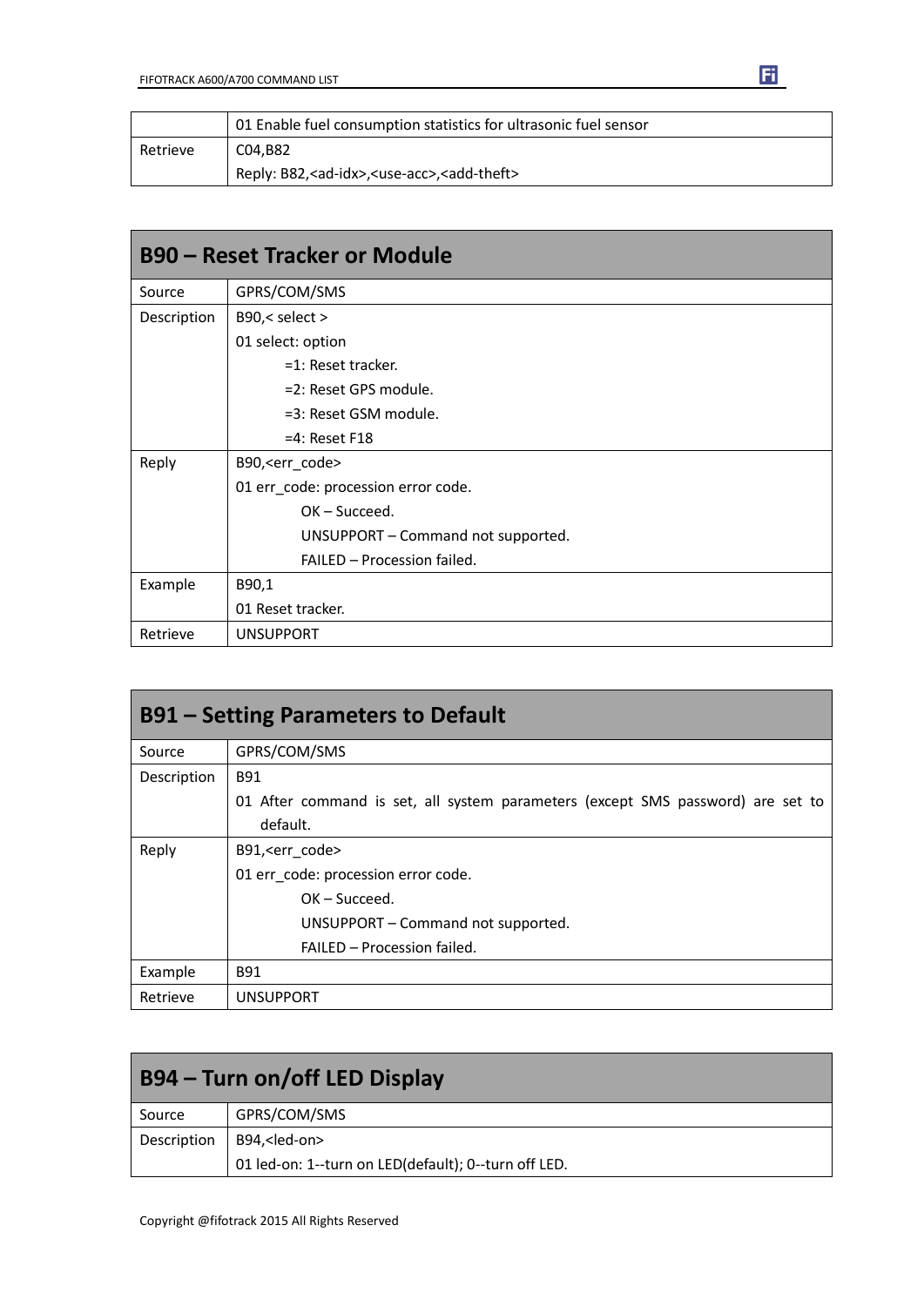|  | 01 Enable fuel consumption statistics for ultrasonic fuel sensor |
|---|---|
| Retrieve | C04,B82<br>Reply: B82,<ad-idx>,<use-acc>,<add-theft> |

## B90 – Reset Tracker or Module

| | |
|---|---|
| Source | GPRS/COM/SMS |
| Description | B90,< select ><br>01 select: option<br>=1: Reset tracker.<br>=2: Reset GPS module.<br>=3: Reset GSM module.<br>=4: Reset F18 |
| Reply | B90,<err_code><br>01 err_code: procession error code.<br>OK – Succeed.<br>UNSUPPORT – Command not supported.<br>FAILED – Procession failed. |
| Example | B90,1<br>01 Reset tracker. |
| Retrieve | UNSUPPORT |

## B91 – Setting Parameters to Default

| | |
|---|---|
| Source | GPRS/COM/SMS |
| Description | B91<br>01 After command is set, all system parameters (except SMS password) are set to default. |
| Reply | B91,<err_code><br>01 err_code: procession error code.<br>OK – Succeed.<br>UNSUPPORT – Command not supported.<br>FAILED – Procession failed. |
| Example | B91 |
| Retrieve | UNSUPPORT |

## B94 – Turn on/off LED Display

| | |
|---|---|
| Source | GPRS/COM/SMS |
| Description | B94,<led-on><br>01 led-on: 1--turn on LED(default); 0--turn off LED. |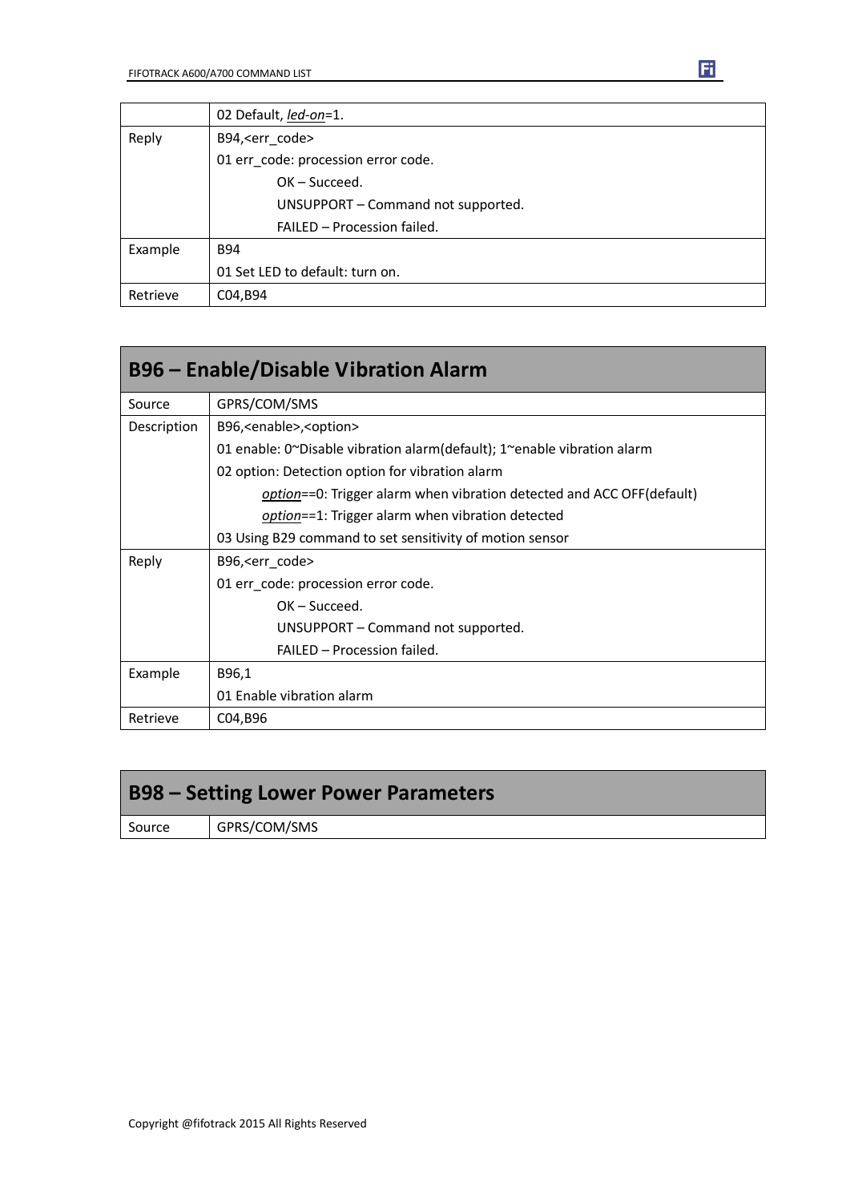|  | 02 Default, *led-on*=1. |
|---|---|
| Reply | B94,<err_code><br>01 err_code: procession error code.<br>OK – Succeed.<br>UNSUPPORT – Command not supported.<br>FAILED – Procession failed. |
| Example | B94<br>01 Set LED to default: turn on. |
| Retrieve | C04,B94 |

## B96 – Enable/Disable Vibration Alarm

| | |
|---|---|
| Source | GPRS/COM/SMS |
| Description | B96,<enable>,<option><br>01 enable: 0~Disable vibration alarm(default); 1~enable vibration alarm<br>02 option: Detection option for vibration alarm<br>*option*==0: Trigger alarm when vibration detected and ACC OFF(default)<br>*option*==1: Trigger alarm when vibration detected<br>03 Using B29 command to set sensitivity of motion sensor |
| Reply | B96,<err_code><br>01 err_code: procession error code.<br>OK – Succeed.<br>UNSUPPORT – Command not supported.<br>FAILED – Procession failed. |
| Example | B96,1<br>01 Enable vibration alarm |
| Retrieve | C04,B96 |

## B98 – Setting Lower Power Parameters

| | |
|---|---|
| Source | GPRS/COM/SMS |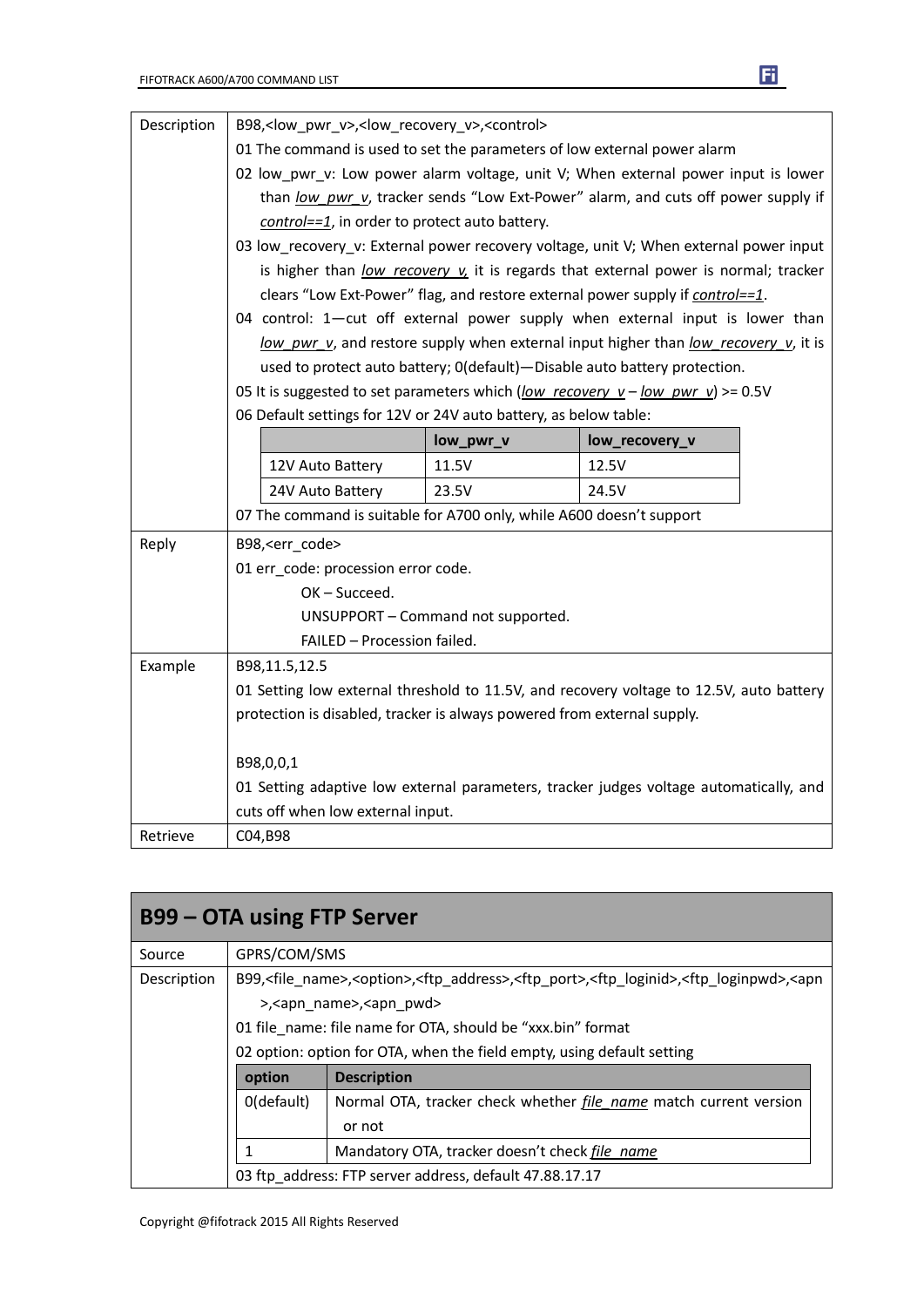| Description | B98,<low_pwr_v>,<low_recovery_v>,<control><br>01 The command is used to set the parameters of low external power alarm<br>02 low_pwr_v: Low power alarm voltage, unit V; When external power input is lower than *low_pwr_v*, tracker sends "Low Ext-Power" alarm, and cuts off power supply if *control==1*, in order to protect auto battery.<br>03 low_recovery_v: External power recovery voltage, unit V; When external power input is higher than *low_recovery_v,* it is regards that external power is normal; tracker clears "Low Ext-Power" flag, and restore external power supply if *control==1*.<br>04 control: 1—cut off external power supply when external input is lower than *low_pwr_v*, and restore supply when external input higher than *low_recovery_v*, it is used to protect auto battery; 0(default)—Disable auto battery protection.<br>05 It is suggested to set parameters which (*low_recovery_v* – *low_pwr_v*) >= 0.5V<br>06 Default settings for 12V or 24V auto battery, as below table:<br><br>(table: — / low_pwr_v / low_recovery_v; 12V Auto Battery / 11.5V / 12.5V; 24V Auto Battery / 23.5V / 24.5V)<br><br>07 The command is suitable for A700 only, while A600 doesn't support |
|---|---|
| Reply | B98,<err_code><br>01 err_code: procession error code.<br>OK – Succeed.<br>UNSUPPORT – Command not supported.<br>FAILED – Procession failed. |
| Example | B98,11.5,12.5<br>01 Setting low external threshold to 11.5V, and recovery voltage to 12.5V, auto battery protection is disabled, tracker is always powered from external supply.<br><br>B98,0,0,1<br>01 Setting adaptive low external parameters, tracker judges voltage automatically, and cuts off when low external input. |
| Retrieve | C04,B98 |

Default settings table (from item 06 above):

| | low_pwr_v | low_recovery_v |
|---|---|---|
| 12V Auto Battery | 11.5V | 12.5V |
| 24V Auto Battery | 23.5V | 24.5V |

## B99 – OTA using FTP Server

| Source | GPRS/COM/SMS |
|---|---|
| Description | B99,<file_name>,<option>,<ftp_address>,<ftp_port>,<ftp_loginid>,<ftp_loginpwd>,<apn>,<apn_name>,<apn_pwd><br>01 file_name: file name for OTA, should be "xxx.bin" format<br>02 option: option for OTA, when the field empty, using default setting<br><br>(table: option / Description; 0(default) / Normal OTA, tracker check whether *file_name* match current version or not; 1 / Mandatory OTA, tracker doesn't check *file_name*)<br><br>03 ftp_address: FTP server address, default 47.88.17.17 |

Option table (from item 02 above):

| option | Description |
|---|---|
| 0(default) | Normal OTA, tracker check whether *file_name* match current version or not |
| 1 | Mandatory OTA, tracker doesn't check *file_name* |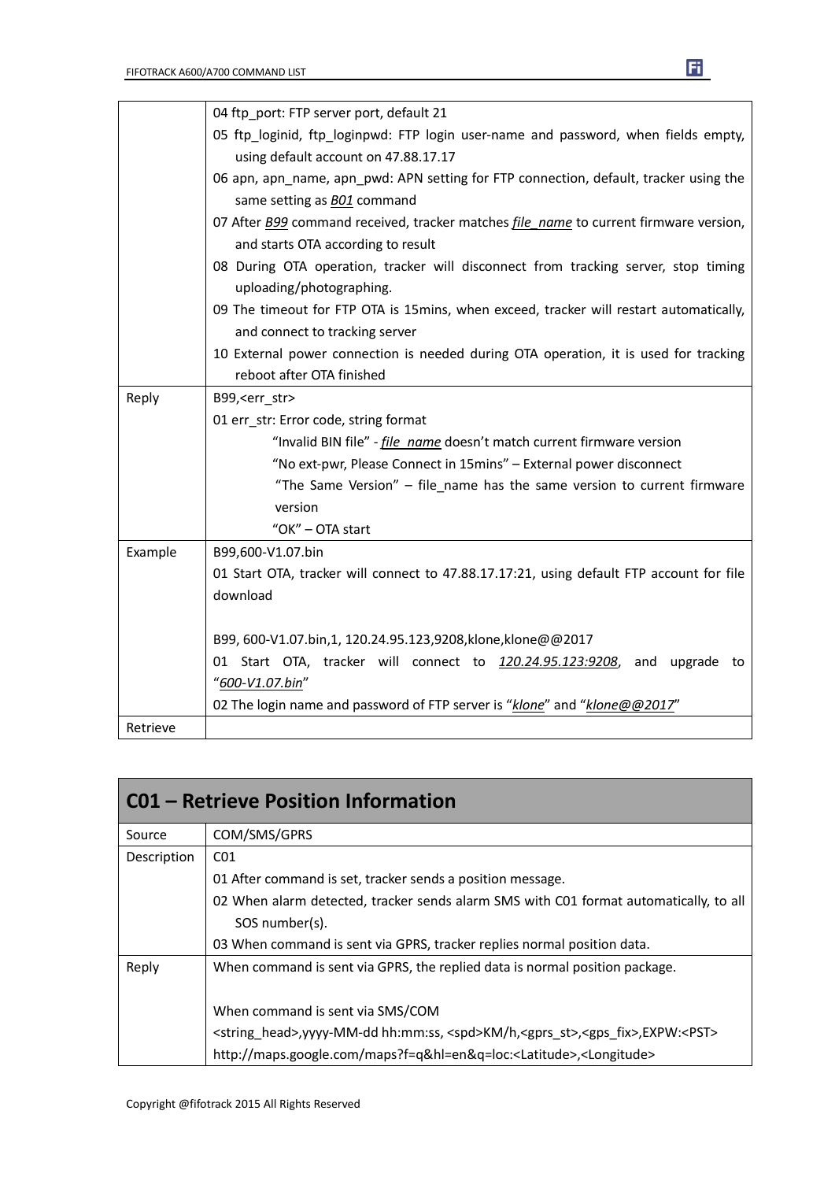|  |  |
|---|---|
|  | 04 ftp_port: FTP server port, default 21<br>05 ftp_loginid, ftp_loginpwd: FTP login user-name and password, when fields empty, using default account on 47.88.17.17<br>06 apn, apn_name, apn_pwd: APN setting for FTP connection, default, tracker using the same setting as *B01* command<br>07 After *B99* command received, tracker matches *file_name* to current firmware version, and starts OTA according to result<br>08 During OTA operation, tracker will disconnect from tracking server, stop timing uploading/photographing.<br>09 The timeout for FTP OTA is 15mins, when exceed, tracker will restart automatically, and connect to tracking server<br>10 External power connection is needed during OTA operation, it is used for tracking reboot after OTA finished |
| Reply | B99,<err_str><br>01 err_str: Error code, string format<br>"Invalid BIN file" - *file_name* doesn't match current firmware version<br>"No ext-pwr, Please Connect in 15mins" – External power disconnect<br>"The Same Version" – file_name has the same version to current firmware version<br>"OK" – OTA start |
| Example | B99,600-V1.07.bin<br>01 Start OTA, tracker will connect to 47.88.17.17:21, using default FTP account for file download<br><br>B99, 600-V1.07.bin,1, 120.24.95.123,9208,klone,klone@@2017<br>01 Start OTA, tracker will connect to *120.24.95.123:9208*, and upgrade to "*600-V1.07.bin*"<br>02 The login name and password of FTP server is "*klone*" and "*klone@@2017*" |
| Retrieve |  |

## C01 – Retrieve Position Information

|  |  |
|---|---|
| Source | COM/SMS/GPRS |
| Description | C01<br>01 After command is set, tracker sends a position message.<br>02 When alarm detected, tracker sends alarm SMS with C01 format automatically, to all SOS number(s).<br>03 When command is sent via GPRS, tracker replies normal position data. |
| Reply | When command is sent via GPRS, the replied data is normal position package.<br><br>When command is sent via SMS/COM<br><string_head>,yyyy-MM-dd hh:mm:ss, <spd>KM/h,<gprs_st>,<gps_fix>,EXPW:<PST><br>http://maps.google.com/maps?f=q&hl=en&q=loc:<Latitude>,<Longitude> |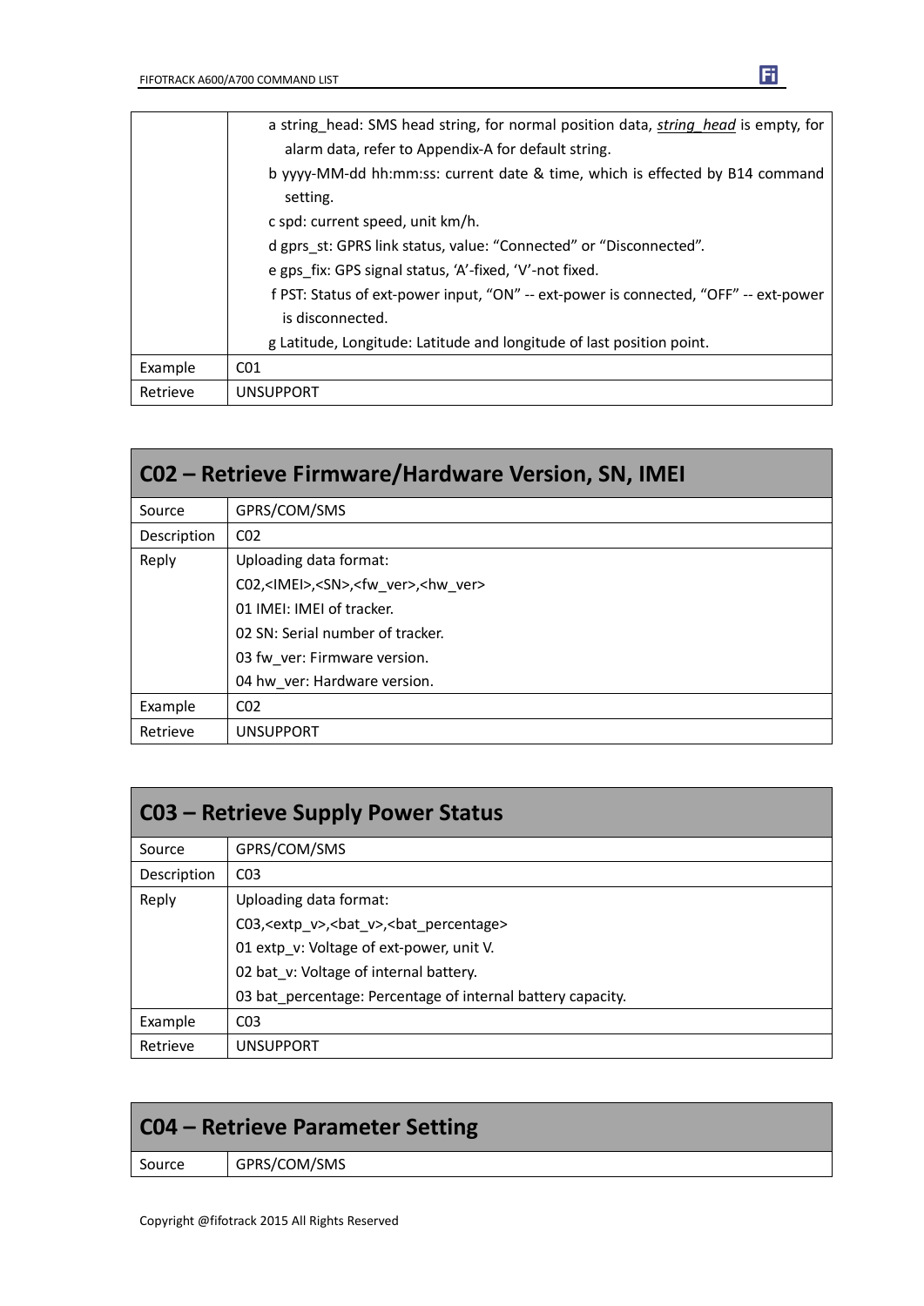| | |
|---|---|
| | a string_head: SMS head string, for normal position data, *string_head* is empty, for alarm data, refer to Appendix-A for default string.<br>b yyyy-MM-dd hh:mm:ss: current date & time, which is effected by B14 command setting.<br>c spd: current speed, unit km/h.<br>d gprs_st: GPRS link status, value: “Connected” or “Disconnected”.<br>e gps_fix: GPS signal status, ‘A’-fixed, ‘V’-not fixed.<br>f PST: Status of ext-power input, “ON” -- ext-power is connected, “OFF” -- ext-power is disconnected.<br>g Latitude, Longitude: Latitude and longitude of last position point. |
| Example | C01 |
| Retrieve | UNSUPPORT |

## C02 – Retrieve Firmware/Hardware Version, SN, IMEI

| | |
|---|---|
| Source | GPRS/COM/SMS |
| Description | C02 |
| Reply | Uploading data format:<br>C02,<IMEI>,<SN>,<fw_ver>,<hw_ver><br>01 IMEI: IMEI of tracker.<br>02 SN: Serial number of tracker.<br>03 fw_ver: Firmware version.<br>04 hw_ver: Hardware version. |
| Example | C02 |
| Retrieve | UNSUPPORT |

## C03 – Retrieve Supply Power Status

| | |
|---|---|
| Source | GPRS/COM/SMS |
| Description | C03 |
| Reply | Uploading data format:<br>C03,<extp_v>,<bat_v>,<bat_percentage><br>01 extp_v: Voltage of ext-power, unit V.<br>02 bat_v: Voltage of internal battery.<br>03 bat_percentage: Percentage of internal battery capacity. |
| Example | C03 |
| Retrieve | UNSUPPORT |

## C04 – Retrieve Parameter Setting

| | |
|---|---|
| Source | GPRS/COM/SMS |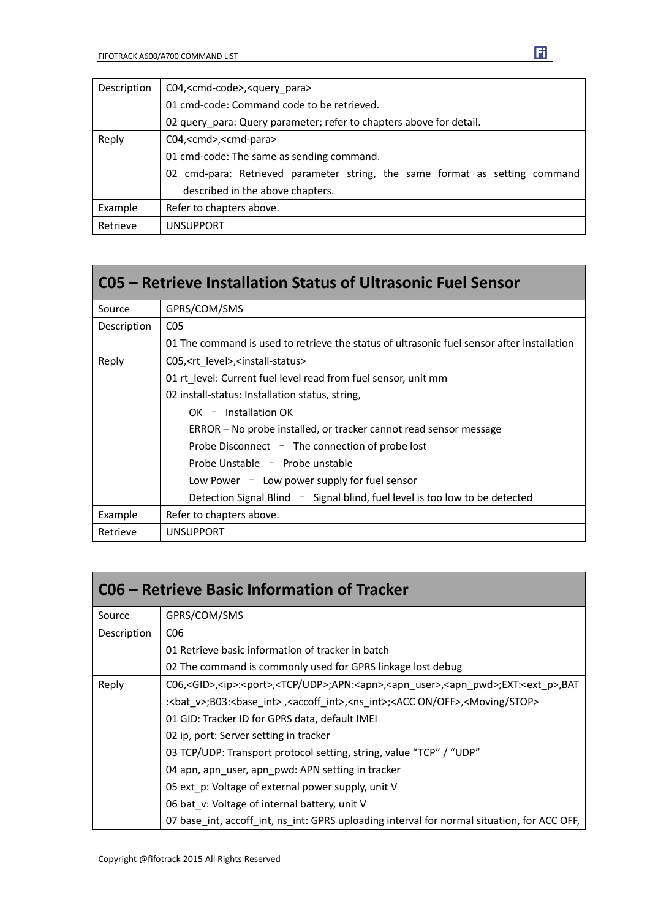| | |
|---|---|
| Description | C04,<cmd-code>,<query_para><br>01 cmd-code: Command code to be retrieved.<br>02 query_para: Query parameter; refer to chapters above for detail. |
| Reply | C04,<cmd>,<cmd-para><br>01 cmd-code: The same as sending command.<br>02 cmd-para: Retrieved parameter string, the same format as setting command described in the above chapters. |
| Example | Refer to chapters above. |
| Retrieve | UNSUPPORT |

## C05 – Retrieve Installation Status of Ultrasonic Fuel Sensor

| | |
|---|---|
| Source | GPRS/COM/SMS |
| Description | C05<br>01 The command is used to retrieve the status of ultrasonic fuel sensor after installation |
| Reply | C05,<rt_level>,<install-status><br>01 rt_level: Current fuel level read from fuel sensor, unit mm<br>02 install-status: Installation status, string,<br>OK – Installation OK<br>ERROR – No probe installed, or tracker cannot read sensor message<br>Probe Disconnect – The connection of probe lost<br>Probe Unstable – Probe unstable<br>Low Power – Low power supply for fuel sensor<br>Detection Signal Blind – Signal blind, fuel level is too low to be detected |
| Example | Refer to chapters above. |
| Retrieve | UNSUPPORT |

## C06 – Retrieve Basic Information of Tracker

| | |
|---|---|
| Source | GPRS/COM/SMS |
| Description | C06<br>01 Retrieve basic information of tracker in batch<br>02 The command is commonly used for GPRS linkage lost debug |
| Reply | C06,<GID>,<ip>:<port>,<TCP/UDP>;APN:<apn>,<apn_user>,<apn_pwd>;EXT:<ext_p>,BAT:<bat_v>;B03:<base_int> ,<accoff_int>,<ns_int>;<ACC ON/OFF>,<Moving/STOP><br>01 GID: Tracker ID for GPRS data, default IMEI<br>02 ip, port: Server setting in tracker<br>03 TCP/UDP: Transport protocol setting, string, value "TCP" / "UDP"<br>04 apn, apn_user, apn_pwd: APN setting in tracker<br>05 ext_p: Voltage of external power supply, unit V<br>06 bat_v: Voltage of internal battery, unit V<br>07 base_int, accoff_int, ns_int: GPRS uploading interval for normal situation, for ACC OFF, |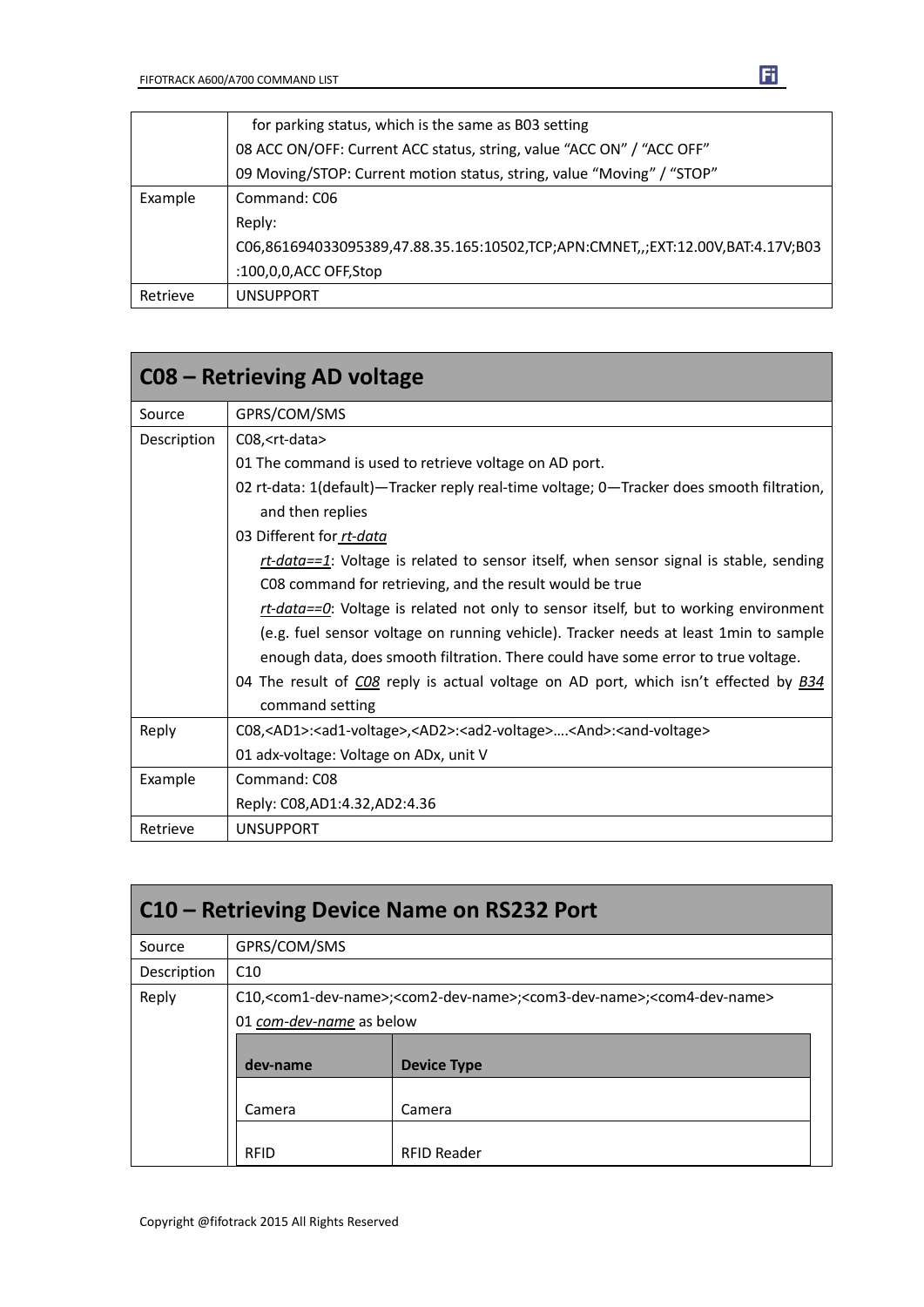| | |
|---|---|
| | for parking status, which is the same as B03 setting<br>08 ACC ON/OFF: Current ACC status, string, value “ACC ON” / “ACC OFF”<br>09 Moving/STOP: Current motion status, string, value “Moving” / “STOP” |
| Example | Command: C06<br>Reply:<br>C06,861694033095389,47.88.35.165:10502,TCP;APN:CMNET,,;EXT:12.00V,BAT:4.17V;B03:100,0,0,ACC OFF,Stop |
| Retrieve | UNSUPPORT |

## C08 – Retrieving AD voltage

| | |
|---|---|
| Source | GPRS/COM/SMS |
| Description | C08,<rt-data><br>01 The command is used to retrieve voltage on AD port.<br>02 rt-data: 1(default)—Tracker reply real-time voltage; 0—Tracker does smooth filtration, and then replies<br>03 Different for *rt-data*<br>*rt-data==1*: Voltage is related to sensor itself, when sensor signal is stable, sending C08 command for retrieving, and the result would be true<br>*rt-data==0*: Voltage is related not only to sensor itself, but to working environment (e.g. fuel sensor voltage on running vehicle). Tracker needs at least 1min to sample enough data, does smooth filtration. There could have some error to true voltage.<br>04 The result of *C08* reply is actual voltage on AD port, which isn't effected by *B34* command setting |
| Reply | C08,<AD1>:<ad1-voltage>,<AD2>:<ad2-voltage>….<And>:<and-voltage><br>01 adx-voltage: Voltage on ADx, unit V |
| Example | Command: C08<br>Reply: C08,AD1:4.32,AD2:4.36 |
| Retrieve | UNSUPPORT |

## C10 – Retrieving Device Name on RS232 Port

| | |
|---|---|
| Source | GPRS/COM/SMS |
| Description | C10 |
| Reply | C10,<com1-dev-name>;<com2-dev-name>;<com3-dev-name>;<com4-dev-name><br>01 *com-dev-name* as below |

| dev-name | Device Type |
|---|---|
| Camera | Camera |
| RFID | RFID Reader |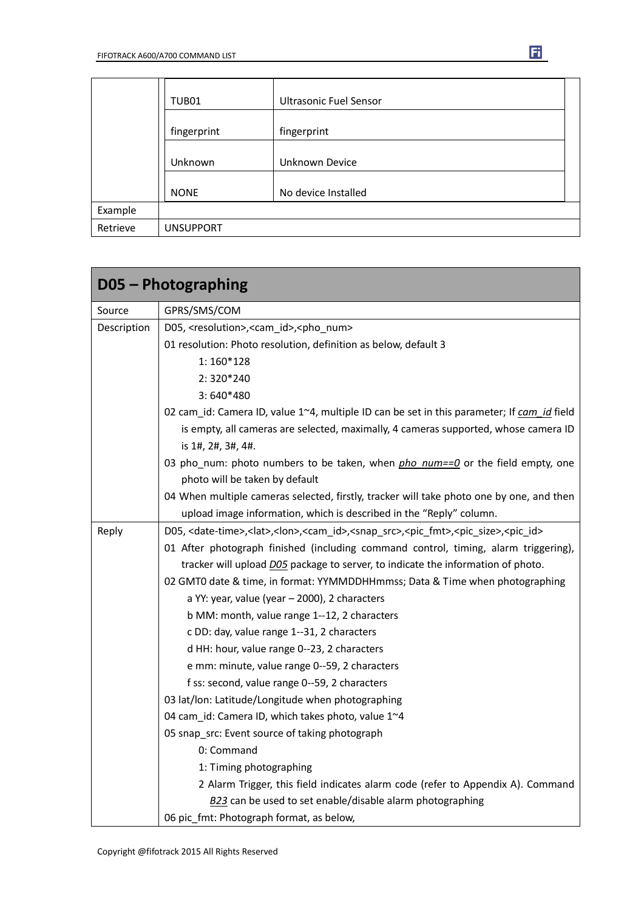| | | |
|---|---|---|
| | TUB01 | Ultrasonic Fuel Sensor |
| | fingerprint | fingerprint |
| | Unknown | Unknown Device |
| | NONE | No device Installed |
| Example | | |
| Retrieve | UNSUPPORT | |

| **D05 – Photographing** | |
|---|---|
| Source | GPRS/SMS/COM |
| Description | D05, <resolution>,<cam_id>,<pho_num><br>01 resolution: Photo resolution, definition as below, default 3<br>1: 160*128<br>2: 320*240<br>3: 640*480<br>02 cam_id: Camera ID, value 1~4, multiple ID can be set in this parameter; If *cam_id* field is empty, all cameras are selected, maximally, 4 cameras supported, whose camera ID is 1#, 2#, 3#, 4#.<br>03 pho_num: photo numbers to be taken, when *pho_num==0* or the field empty, one photo will be taken by default<br>04 When multiple cameras selected, firstly, tracker will take photo one by one, and then upload image information, which is described in the "Reply" column. |
| Reply | D05, <date-time>,<lat>,<lon>,<cam_id>,<snap_src>,<pic_fmt>,<pic_size>,<pic_id><br>01 After photograph finished (including command control, timing, alarm triggering), tracker will upload *D05* package to server, to indicate the information of photo.<br>02 GMT0 date & time, in format: YYMMDDHHmmss; Data & Time when photographing<br>a YY: year, value (year – 2000), 2 characters<br>b MM: month, value range 1--12, 2 characters<br>c DD: day, value range 1--31, 2 characters<br>d HH: hour, value range 0--23, 2 characters<br>e mm: minute, value range 0--59, 2 characters<br>f ss: second, value range 0--59, 2 characters<br>03 lat/lon: Latitude/Longitude when photographing<br>04 cam_id: Camera ID, which takes photo, value 1~4<br>05 snap_src: Event source of taking photograph<br>0: Command<br>1: Timing photographing<br>2 Alarm Trigger, this field indicates alarm code (refer to Appendix A). Command *B23* can be used to set enable/disable alarm photographing<br>06 pic_fmt: Photograph format, as below, |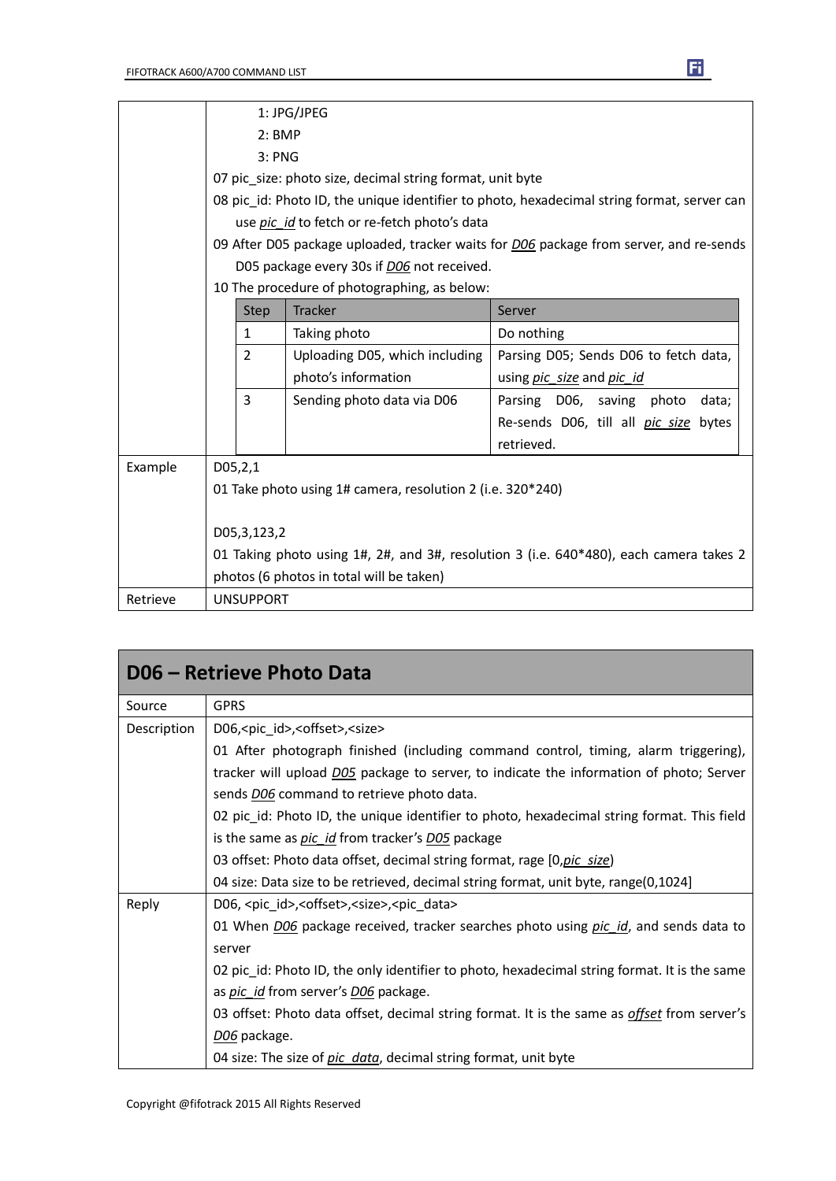| | |
|---|---|
| | 1: JPG/JPEG<br>2: BMP<br>3: PNG<br>07 pic_size: photo size, decimal string format, unit byte<br>08 pic_id: Photo ID, the unique identifier to photo, hexadecimal string format, server can use *pic_id* to fetch or re-fetch photo's data<br>09 After D05 package uploaded, tracker waits for *D06* package from server, and re-sends D05 package every 30s if *D06* not received.<br>10 The procedure of photographing, as below: |

| Step | Tracker | Server |
|---|---|---|
| 1 | Taking photo | Do nothing |
| 2 | Uploading D05, which including photo's information | Parsing D05; Sends D06 to fetch data, using *pic_size* and *pic_id* |
| 3 | Sending photo data via D06 | Parsing D06, saving photo data; Re-sends D06, till all *pic_size* bytes retrieved. |

| | |
|---|---|
| Example | D05,2,1<br>01 Take photo using 1# camera, resolution 2 (i.e. 320*240)<br><br>D05,3,123,2<br>01 Taking photo using 1#, 2#, and 3#, resolution 3 (i.e. 640*480), each camera takes 2 photos (6 photos in total will be taken) |
| Retrieve | UNSUPPORT |

## D06 – Retrieve Photo Data

| | |
|---|---|
| Source | GPRS |
| Description | D06,<pic_id>,<offset>,<size><br>01 After photograph finished (including command control, timing, alarm triggering), tracker will upload *D05* package to server, to indicate the information of photo; Server sends *D06* command to retrieve photo data.<br>02 pic_id: Photo ID, the unique identifier to photo, hexadecimal string format. This field is the same as *pic_id* from tracker's *D05* package<br>03 offset: Photo data offset, decimal string format, rage [0,*pic_size*)<br>04 size: Data size to be retrieved, decimal string format, unit byte, range(0,1024] |
| Reply | D06, <pic_id>,<offset>,<size>,<pic_data><br>01 When *D06* package received, tracker searches photo using *pic_id*, and sends data to server<br>02 pic_id: Photo ID, the only identifier to photo, hexadecimal string format. It is the same as *pic_id* from server's *D06* package.<br>03 offset: Photo data offset, decimal string format. It is the same as *offset* from server's *D06* package.<br>04 size: The size of *pic_data*, decimal string format, unit byte |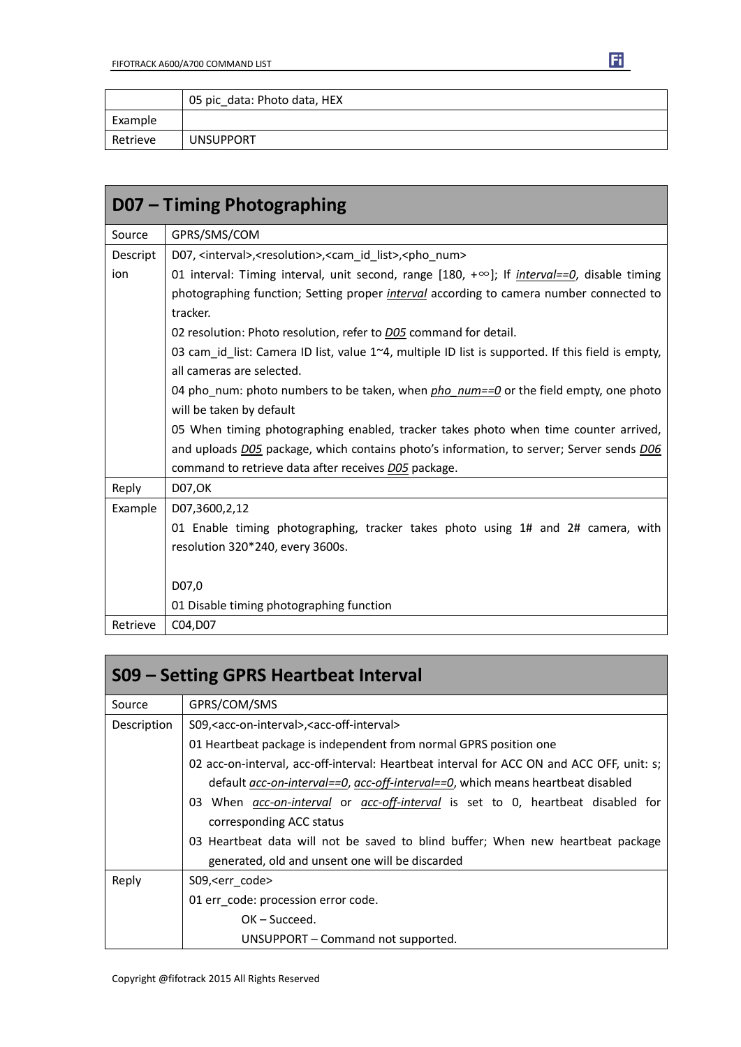| | 05 pic_data: Photo data, HEX |
|---|---|
| Example | |
| Retrieve | UNSUPPORT |

| D07 – Timing Photographing | |
|---|---|
| Source | GPRS/SMS/COM |
| Description | D07, <interval>,<resolution>,<cam_id_list>,<pho_num><br>01 interval: Timing interval, unit second, range [180, +∞]; If *interval==0*, disable timing photographing function; Setting proper *interval* according to camera number connected to tracker.<br>02 resolution: Photo resolution, refer to *D05* command for detail.<br>03 cam_id_list: Camera ID list, value 1~4, multiple ID list is supported. If this field is empty, all cameras are selected.<br>04 pho_num: photo numbers to be taken, when *pho_num==0* or the field empty, one photo will be taken by default<br>05 When timing photographing enabled, tracker takes photo when time counter arrived, and uploads *D05* package, which contains photo's information, to server; Server sends *D06* command to retrieve data after receives *D05* package. |
| Reply | D07,OK |
| Example | D07,3600,2,12<br>01 Enable timing photographing, tracker takes photo using 1# and 2# camera, with resolution 320*240, every 3600s.<br><br>D07,0<br>01 Disable timing photographing function |
| Retrieve | C04,D07 |

| S09 – Setting GPRS Heartbeat Interval | |
|---|---|
| Source | GPRS/COM/SMS |
| Description | S09,<acc-on-interval>,<acc-off-interval><br>01 Heartbeat package is independent from normal GPRS position one<br>02 acc-on-interval, acc-off-interval: Heartbeat interval for ACC ON and ACC OFF, unit: s; default *acc-on-interval==0*, *acc-off-interval==0*, which means heartbeat disabled<br>03 When *acc-on-interval* or *acc-off-interval* is set to 0, heartbeat disabled for corresponding ACC status<br>03 Heartbeat data will not be saved to blind buffer; When new heartbeat package generated, old and unsent one will be discarded |
| Reply | S09,<err_code><br>01 err_code: procession error code.<br>OK – Succeed.<br>UNSUPPORT – Command not supported. |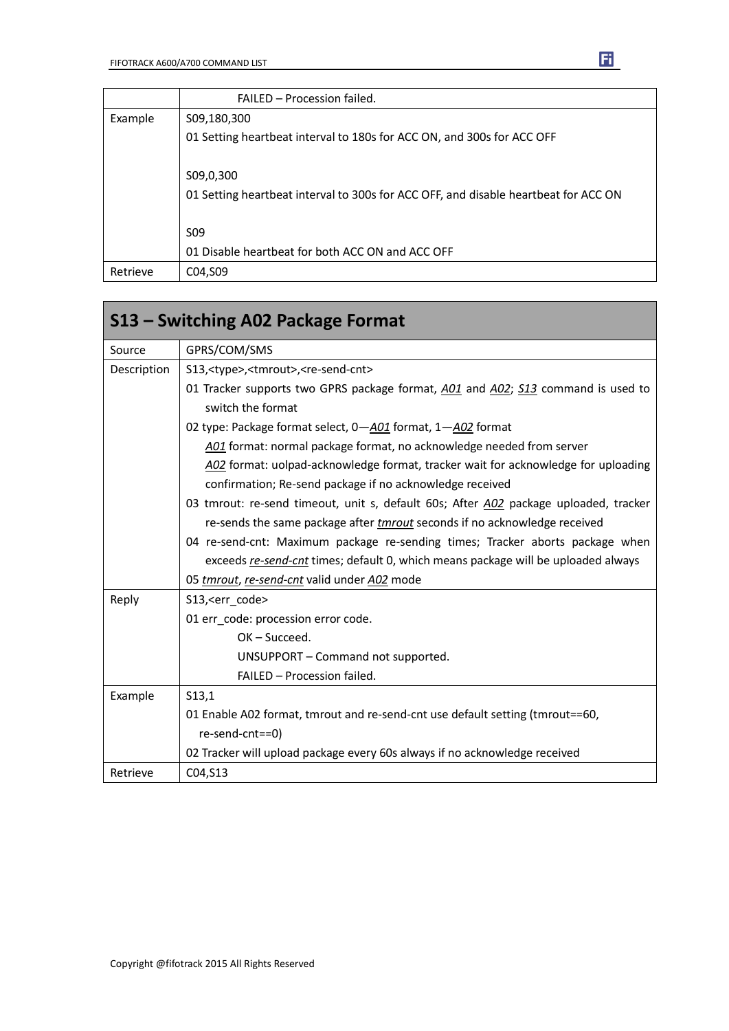| | |
|---|---|
| | FAILED – Procession failed. |
| Example | S09,180,300<br>01 Setting heartbeat interval to 180s for ACC ON, and 300s for ACC OFF<br><br>S09,0,300<br>01 Setting heartbeat interval to 300s for ACC OFF, and disable heartbeat for ACC ON<br><br>S09<br>01 Disable heartbeat for both ACC ON and ACC OFF |
| Retrieve | C04,S09 |

## S13 – Switching A02 Package Format

| | |
|---|---|
| Source | GPRS/COM/SMS |
| Description | S13,<type>,<tmrout>,<re-send-cnt><br>01 Tracker supports two GPRS package format, *A01* and *A02*; *S13* command is used to switch the format<br>02 type: Package format select, 0—*A01* format, 1—*A02* format<br>*A01* format: normal package format, no acknowledge needed from server<br>*A02* format: uolpad-acknowledge format, tracker wait for acknowledge for uploading confirmation; Re-send package if no acknowledge received<br>03 tmrout: re-send timeout, unit s, default 60s; After *A02* package uploaded, tracker re-sends the same package after *tmrout* seconds if no acknowledge received<br>04 re-send-cnt: Maximum package re-sending times; Tracker aborts package when exceeds *re-send-cnt* times; default 0, which means package will be uploaded always<br>05 *tmrout*, *re-send-cnt* valid under *A02* mode |
| Reply | S13,<err_code><br>01 err_code: procession error code.<br>OK – Succeed.<br>UNSUPPORT – Command not supported.<br>FAILED – Procession failed. |
| Example | S13,1<br>01 Enable A02 format, tmrout and re-send-cnt use default setting (tmrout==60, re-send-cnt==0)<br>02 Tracker will upload package every 60s always if no acknowledge received |
| Retrieve | C04,S13 |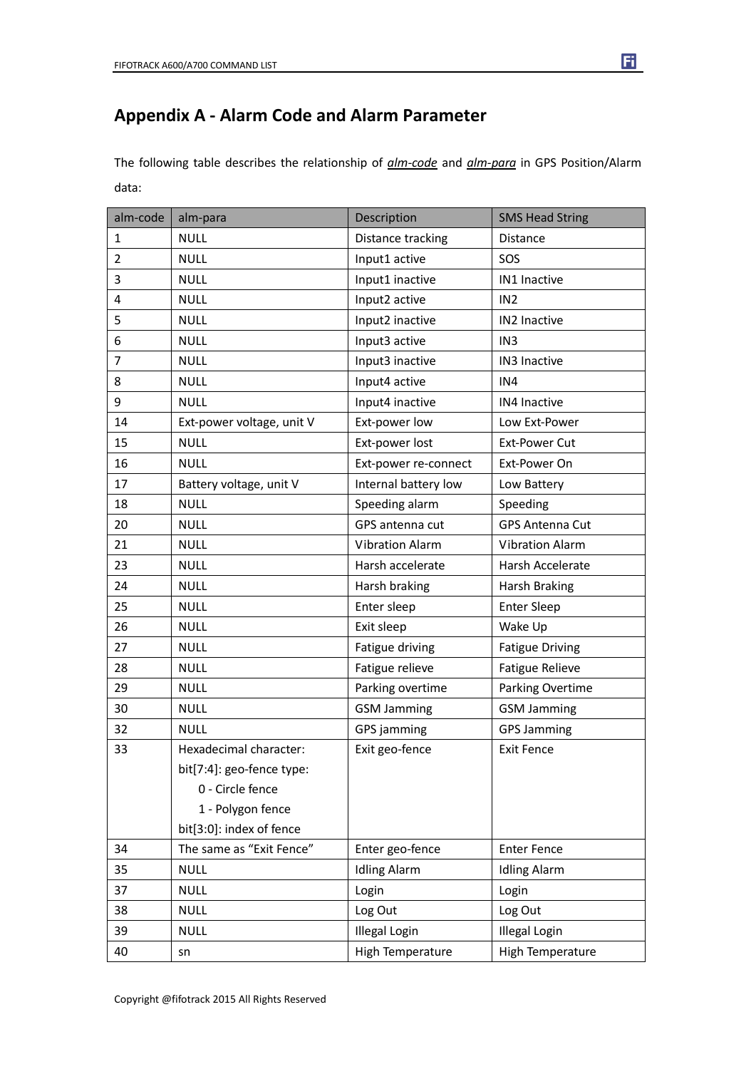# Appendix A - Alarm Code and Alarm Parameter

The following table describes the relationship of *alm-code* and *alm-para* in GPS Position/Alarm data:

| alm-code | alm-para | Description | SMS Head String |
|---|---|---|---|
| 1 | NULL | Distance tracking | Distance |
| 2 | NULL | Input1 active | SOS |
| 3 | NULL | Input1 inactive | IN1 Inactive |
| 4 | NULL | Input2 active | IN2 |
| 5 | NULL | Input2 inactive | IN2 Inactive |
| 6 | NULL | Input3 active | IN3 |
| 7 | NULL | Input3 inactive | IN3 Inactive |
| 8 | NULL | Input4 active | IN4 |
| 9 | NULL | Input4 inactive | IN4 Inactive |
| 14 | Ext-power voltage, unit V | Ext-power low | Low Ext-Power |
| 15 | NULL | Ext-power lost | Ext-Power Cut |
| 16 | NULL | Ext-power re-connect | Ext-Power On |
| 17 | Battery voltage, unit V | Internal battery low | Low Battery |
| 18 | NULL | Speeding alarm | Speeding |
| 20 | NULL | GPS antenna cut | GPS Antenna Cut |
| 21 | NULL | Vibration Alarm | Vibration Alarm |
| 23 | NULL | Harsh accelerate | Harsh Accelerate |
| 24 | NULL | Harsh braking | Harsh Braking |
| 25 | NULL | Enter sleep | Enter Sleep |
| 26 | NULL | Exit sleep | Wake Up |
| 27 | NULL | Fatigue driving | Fatigue Driving |
| 28 | NULL | Fatigue relieve | Fatigue Relieve |
| 29 | NULL | Parking overtime | Parking Overtime |
| 30 | NULL | GSM Jamming | GSM Jamming |
| 32 | NULL | GPS jamming | GPS Jamming |
| 33 | Hexadecimal character:<br>bit[7:4]: geo-fence type:<br>0 - Circle fence<br>1 - Polygon fence<br>bit[3:0]: index of fence | Exit geo-fence | Exit Fence |
| 34 | The same as "Exit Fence" | Enter geo-fence | Enter Fence |
| 35 | NULL | Idling Alarm | Idling Alarm |
| 37 | NULL | Login | Login |
| 38 | NULL | Log Out | Log Out |
| 39 | NULL | Illegal Login | Illegal Login |
| 40 | sn | High Temperature | High Temperature |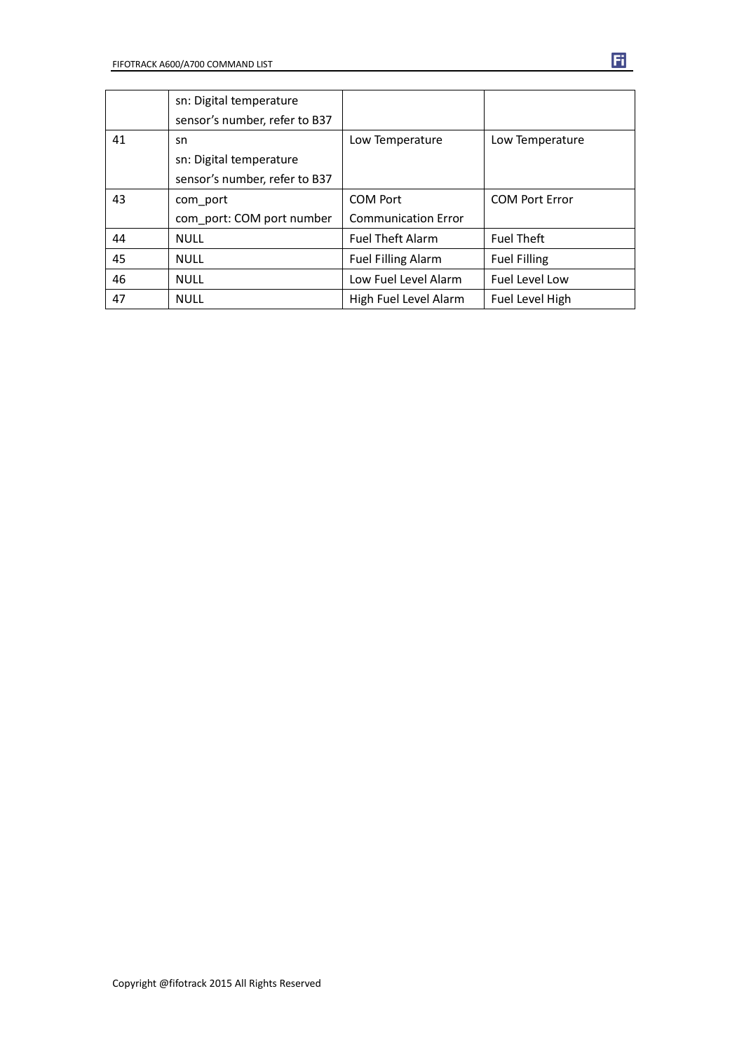| | | | |
|---|---|---|---|
| | sn: Digital temperature sensor's number, refer to B37 | | |
| 41 | sn<br>sn: Digital temperature sensor's number, refer to B37 | Low Temperature | Low Temperature |
| 43 | com_port<br>com_port: COM port number | COM Port Communication Error | COM Port Error |
| 44 | NULL | Fuel Theft Alarm | Fuel Theft |
| 45 | NULL | Fuel Filling Alarm | Fuel Filling |
| 46 | NULL | Low Fuel Level Alarm | Fuel Level Low |
| 47 | NULL | High Fuel Level Alarm | Fuel Level High |